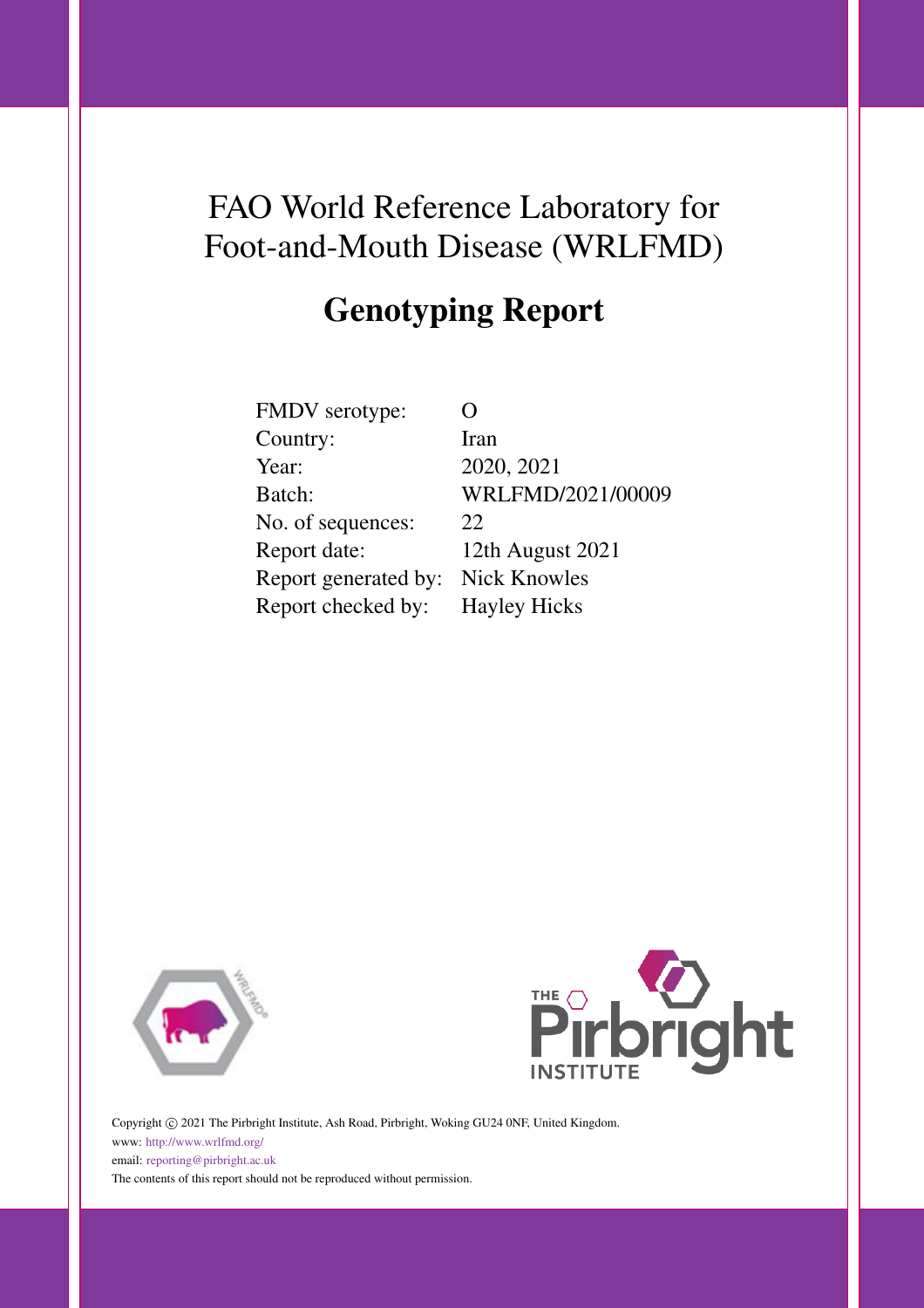# FAO World Reference Laboratory for Foot-and-Mouth Disease (WRLFMD)

## Genotyping Report

| | |
|---|---|
| FMDV serotype: | O |
| Country: | Iran |
| Year: | 2020, 2021 |
| Batch: | WRLFMD/2021/00009 |
| No. of sequences: | 22 |
| Report date: | 12th August 2021 |
| Report generated by: | Nick Knowles |
| Report checked by: | Hayley Hicks |

Copyright © 2021 The Pirbright Institute, Ash Road, Pirbright, Woking GU24 0NF, United Kingdom.
www: http://www.wrlfmd.org/
email: reporting@pirbright.ac.uk
The contents of this report should not be reproduced without permission.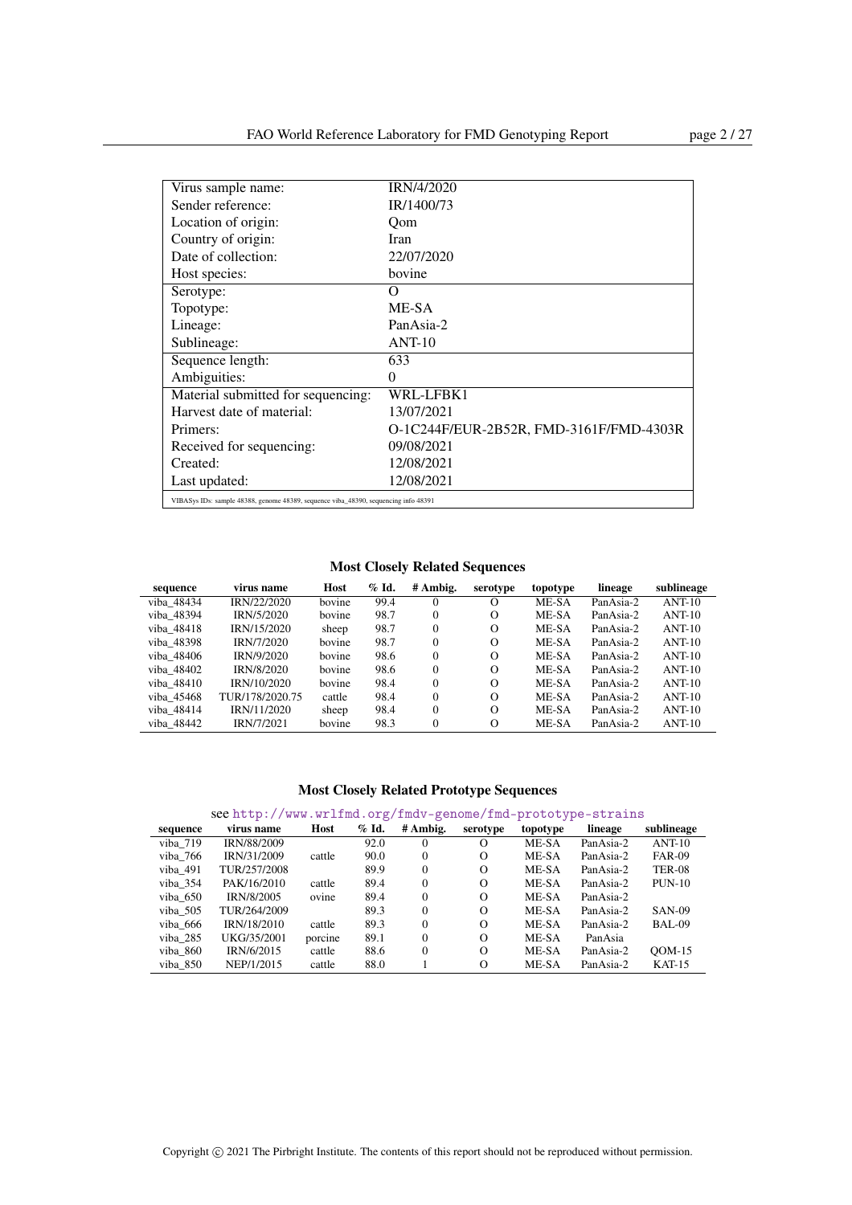| | |
|---|---|
| Virus sample name: | IRN/4/2020 |
| Sender reference: | IR/1400/73 |
| Location of origin: | Qom |
| Country of origin: | Iran |
| Date of collection: | 22/07/2020 |
| Host species: | bovine |
| Serotype: | O |
| Topotype: | ME-SA |
| Lineage: | PanAsia-2 |
| Sublineage: | ANT-10 |
| Sequence length: | 633 |
| Ambiguities: | 0 |
| Material submitted for sequencing: | WRL-LFBK1 |
| Harvest date of material: | 13/07/2021 |
| Primers: | O-1C244F/EUR-2B52R, FMD-3161F/FMD-4303R |
| Received for sequencing: | 09/08/2021 |
| Created: | 12/08/2021 |
| Last updated: | 12/08/2021 |

VIBASys IDs: sample 48388, genome 48389, sequence viba_48390, sequencing info 48391

### Most Closely Related Sequences

| sequence | virus name | Host | % Id. | # Ambig. | serotype | topotype | lineage | sublineage |
|---|---|---|---|---|---|---|---|---|
| viba_48434 | IRN/22/2020 | bovine | 99.4 | 0 | O | ME-SA | PanAsia-2 | ANT-10 |
| viba_48394 | IRN/5/2020 | bovine | 98.7 | 0 | O | ME-SA | PanAsia-2 | ANT-10 |
| viba_48418 | IRN/15/2020 | sheep | 98.7 | 0 | O | ME-SA | PanAsia-2 | ANT-10 |
| viba_48398 | IRN/7/2020 | bovine | 98.7 | 0 | O | ME-SA | PanAsia-2 | ANT-10 |
| viba_48406 | IRN/9/2020 | bovine | 98.6 | 0 | O | ME-SA | PanAsia-2 | ANT-10 |
| viba_48402 | IRN/8/2020 | bovine | 98.6 | 0 | O | ME-SA | PanAsia-2 | ANT-10 |
| viba_48410 | IRN/10/2020 | bovine | 98.4 | 0 | O | ME-SA | PanAsia-2 | ANT-10 |
| viba_45468 | TUR/178/2020.75 | cattle | 98.4 | 0 | O | ME-SA | PanAsia-2 | ANT-10 |
| viba_48414 | IRN/11/2020 | sheep | 98.4 | 0 | O | ME-SA | PanAsia-2 | ANT-10 |
| viba_48442 | IRN/7/2021 | bovine | 98.3 | 0 | O | ME-SA | PanAsia-2 | ANT-10 |

### Most Closely Related Prototype Sequences

see http://www.wrlfmd.org/fmdv-genome/fmd-prototype-strains

| sequence | virus name | Host | % Id. | # Ambig. | serotype | topotype | lineage | sublineage |
|---|---|---|---|---|---|---|---|---|
| viba_719 | IRN/88/2009 | | 92.0 | 0 | O | ME-SA | PanAsia-2 | ANT-10 |
| viba_766 | IRN/31/2009 | cattle | 90.0 | 0 | O | ME-SA | PanAsia-2 | FAR-09 |
| viba_491 | TUR/257/2008 | | 89.9 | 0 | O | ME-SA | PanAsia-2 | TER-08 |
| viba_354 | PAK/16/2010 | cattle | 89.4 | 0 | O | ME-SA | PanAsia-2 | PUN-10 |
| viba_650 | IRN/8/2005 | ovine | 89.4 | 0 | O | ME-SA | PanAsia-2 | |
| viba_505 | TUR/264/2009 | | 89.3 | 0 | O | ME-SA | PanAsia-2 | SAN-09 |
| viba_666 | IRN/18/2010 | cattle | 89.3 | 0 | O | ME-SA | PanAsia-2 | BAL-09 |
| viba_285 | UKG/35/2001 | porcine | 89.1 | 0 | O | ME-SA | PanAsia | |
| viba_860 | IRN/6/2015 | cattle | 88.6 | 0 | O | ME-SA | PanAsia-2 | QOM-15 |
| viba_850 | NEP/1/2015 | cattle | 88.0 | 1 | O | ME-SA | PanAsia-2 | KAT-15 |

Copyright © 2021 The Pirbright Institute. The contents of this report should not be reproduced without permission.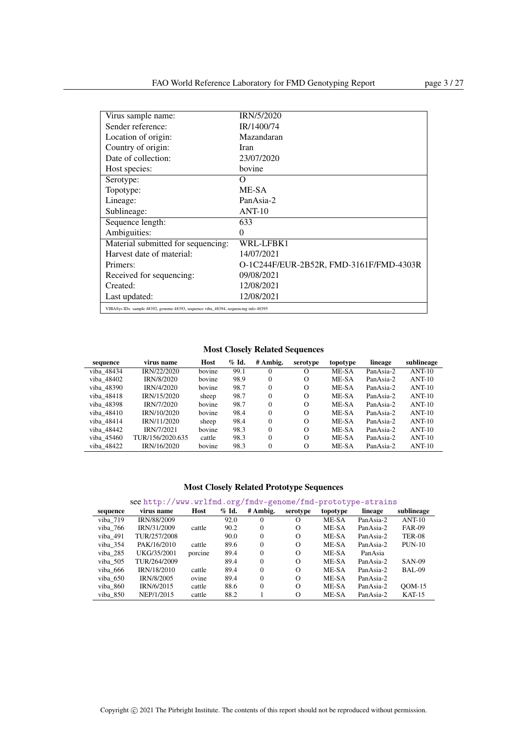| | |
|---|---|
| Virus sample name: | IRN/5/2020 |
| Sender reference: | IR/1400/74 |
| Location of origin: | Mazandaran |
| Country of origin: | Iran |
| Date of collection: | 23/07/2020 |
| Host species: | bovine |
| Serotype: | O |
| Topotype: | ME-SA |
| Lineage: | PanAsia-2 |
| Sublineage: | ANT-10 |
| Sequence length: | 633 |
| Ambiguities: | 0 |
| Material submitted for sequencing: | WRL-LFBK1 |
| Harvest date of material: | 14/07/2021 |
| Primers: | O-1C244F/EUR-2B52R, FMD-3161F/FMD-4303R |
| Received for sequencing: | 09/08/2021 |
| Created: | 12/08/2021 |
| Last updated: | 12/08/2021 |

VIBASys IDs: sample 48392, genome 48393, sequence viba_48394, sequencing info 48395

### Most Closely Related Sequences

| sequence | virus name | Host | % Id. | # Ambig. | serotype | topotype | lineage | sublineage |
|---|---|---|---|---|---|---|---|---|
| viba_48434 | IRN/22/2020 | bovine | 99.1 | 0 | O | ME-SA | PanAsia-2 | ANT-10 |
| viba_48402 | IRN/8/2020 | bovine | 98.9 | 0 | O | ME-SA | PanAsia-2 | ANT-10 |
| viba_48390 | IRN/4/2020 | bovine | 98.7 | 0 | O | ME-SA | PanAsia-2 | ANT-10 |
| viba_48418 | IRN/15/2020 | sheep | 98.7 | 0 | O | ME-SA | PanAsia-2 | ANT-10 |
| viba_48398 | IRN/7/2020 | bovine | 98.7 | 0 | O | ME-SA | PanAsia-2 | ANT-10 |
| viba_48410 | IRN/10/2020 | bovine | 98.4 | 0 | O | ME-SA | PanAsia-2 | ANT-10 |
| viba_48414 | IRN/11/2020 | sheep | 98.4 | 0 | O | ME-SA | PanAsia-2 | ANT-10 |
| viba_48442 | IRN/7/2021 | bovine | 98.3 | 0 | O | ME-SA | PanAsia-2 | ANT-10 |
| viba_45460 | TUR/156/2020.635 | cattle | 98.3 | 0 | O | ME-SA | PanAsia-2 | ANT-10 |
| viba_48422 | IRN/16/2020 | bovine | 98.3 | 0 | O | ME-SA | PanAsia-2 | ANT-10 |

### Most Closely Related Prototype Sequences

see http://www.wrlfmd.org/fmdv-genome/fmd-prototype-strains

| sequence | virus name | Host | % Id. | # Ambig. | serotype | topotype | lineage | sublineage |
|---|---|---|---|---|---|---|---|---|
| viba_719 | IRN/88/2009 | | 92.0 | 0 | O | ME-SA | PanAsia-2 | ANT-10 |
| viba_766 | IRN/31/2009 | cattle | 90.2 | 0 | O | ME-SA | PanAsia-2 | FAR-09 |
| viba_491 | TUR/257/2008 | | 90.0 | 0 | O | ME-SA | PanAsia-2 | TER-08 |
| viba_354 | PAK/16/2010 | cattle | 89.6 | 0 | O | ME-SA | PanAsia-2 | PUN-10 |
| viba_285 | UKG/35/2001 | porcine | 89.4 | 0 | O | ME-SA | PanAsia | |
| viba_505 | TUR/264/2009 | | 89.4 | 0 | O | ME-SA | PanAsia-2 | SAN-09 |
| viba_666 | IRN/18/2010 | cattle | 89.4 | 0 | O | ME-SA | PanAsia-2 | BAL-09 |
| viba_650 | IRN/8/2005 | ovine | 89.4 | 0 | O | ME-SA | PanAsia-2 | |
| viba_860 | IRN/6/2015 | cattle | 88.6 | 0 | O | ME-SA | PanAsia-2 | QOM-15 |
| viba_850 | NEP/1/2015 | cattle | 88.2 | 1 | O | ME-SA | PanAsia-2 | KAT-15 |

Copyright © 2021 The Pirbright Institute. The contents of this report should not be reproduced without permission.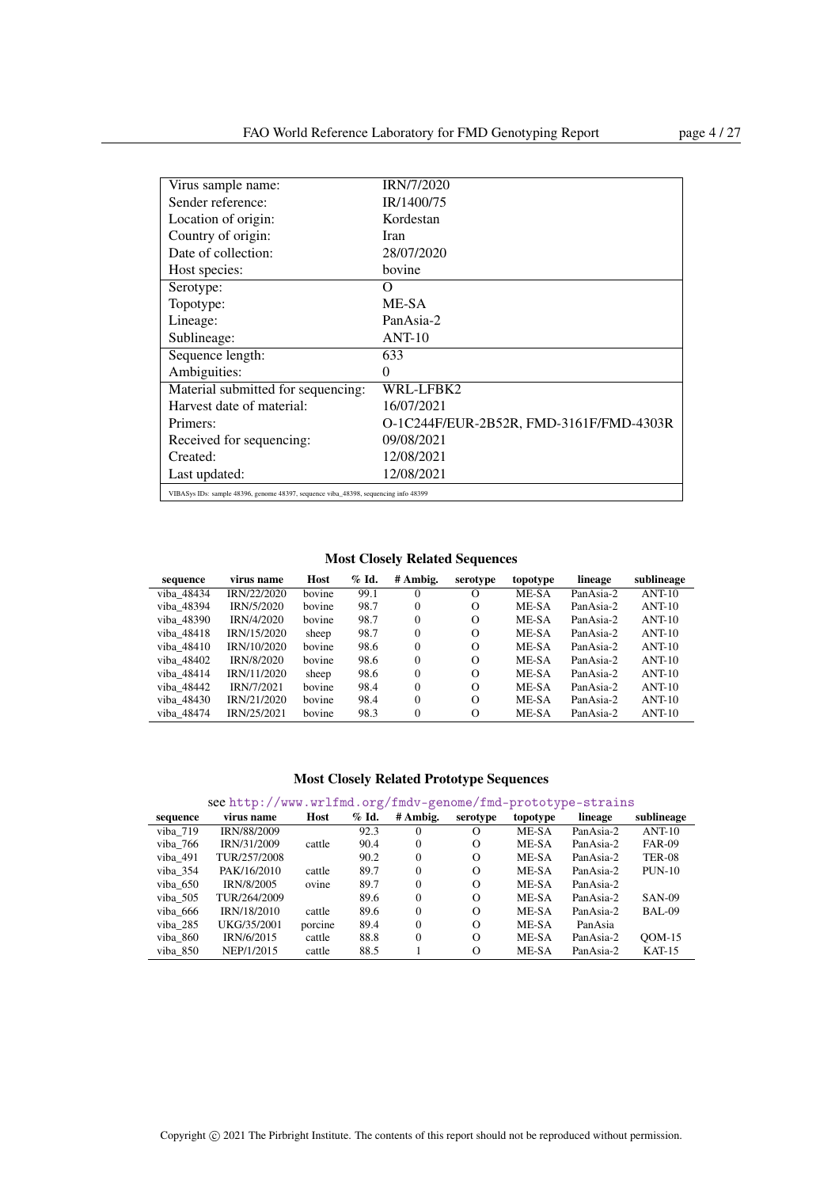| | |
|---|---|
| Virus sample name: | IRN/7/2020 |
| Sender reference: | IR/1400/75 |
| Location of origin: | Kordestan |
| Country of origin: | Iran |
| Date of collection: | 28/07/2020 |
| Host species: | bovine |
| Serotype: | O |
| Topotype: | ME-SA |
| Lineage: | PanAsia-2 |
| Sublineage: | ANT-10 |
| Sequence length: | 633 |
| Ambiguities: | 0 |
| Material submitted for sequencing: | WRL-LFBK2 |
| Harvest date of material: | 16/07/2021 |
| Primers: | O-1C244F/EUR-2B52R, FMD-3161F/FMD-4303R |
| Received for sequencing: | 09/08/2021 |
| Created: | 12/08/2021 |
| Last updated: | 12/08/2021 |

VIBASys IDs: sample 48396, genome 48397, sequence viba_48398, sequencing info 48399

### Most Closely Related Sequences

| sequence | virus name | Host | % Id. | # Ambig. | serotype | topotype | lineage | sublineage |
|---|---|---|---|---|---|---|---|---|
| viba_48434 | IRN/22/2020 | bovine | 99.1 | 0 | O | ME-SA | PanAsia-2 | ANT-10 |
| viba_48394 | IRN/5/2020 | bovine | 98.7 | 0 | O | ME-SA | PanAsia-2 | ANT-10 |
| viba_48390 | IRN/4/2020 | bovine | 98.7 | 0 | O | ME-SA | PanAsia-2 | ANT-10 |
| viba_48418 | IRN/15/2020 | sheep | 98.7 | 0 | O | ME-SA | PanAsia-2 | ANT-10 |
| viba_48410 | IRN/10/2020 | bovine | 98.6 | 0 | O | ME-SA | PanAsia-2 | ANT-10 |
| viba_48402 | IRN/8/2020 | bovine | 98.6 | 0 | O | ME-SA | PanAsia-2 | ANT-10 |
| viba_48414 | IRN/11/2020 | sheep | 98.6 | 0 | O | ME-SA | PanAsia-2 | ANT-10 |
| viba_48442 | IRN/7/2021 | bovine | 98.4 | 0 | O | ME-SA | PanAsia-2 | ANT-10 |
| viba_48430 | IRN/21/2020 | bovine | 98.4 | 0 | O | ME-SA | PanAsia-2 | ANT-10 |
| viba_48474 | IRN/25/2021 | bovine | 98.3 | 0 | O | ME-SA | PanAsia-2 | ANT-10 |

### Most Closely Related Prototype Sequences

see http://www.wrlfmd.org/fmdv-genome/fmd-prototype-strains

| sequence | virus name | Host | % Id. | # Ambig. | serotype | topotype | lineage | sublineage |
|---|---|---|---|---|---|---|---|---|
| viba_719 | IRN/88/2009 | | 92.3 | 0 | O | ME-SA | PanAsia-2 | ANT-10 |
| viba_766 | IRN/31/2009 | cattle | 90.4 | 0 | O | ME-SA | PanAsia-2 | FAR-09 |
| viba_491 | TUR/257/2008 | | 90.2 | 0 | O | ME-SA | PanAsia-2 | TER-08 |
| viba_354 | PAK/16/2010 | cattle | 89.7 | 0 | O | ME-SA | PanAsia-2 | PUN-10 |
| viba_650 | IRN/8/2005 | ovine | 89.7 | 0 | O | ME-SA | PanAsia-2 | |
| viba_505 | TUR/264/2009 | | 89.6 | 0 | O | ME-SA | PanAsia-2 | SAN-09 |
| viba_666 | IRN/18/2010 | cattle | 89.6 | 0 | O | ME-SA | PanAsia-2 | BAL-09 |
| viba_285 | UKG/35/2001 | porcine | 89.4 | 0 | O | ME-SA | PanAsia | |
| viba_860 | IRN/6/2015 | cattle | 88.8 | 0 | O | ME-SA | PanAsia-2 | QOM-15 |
| viba_850 | NEP/1/2015 | cattle | 88.5 | 1 | O | ME-SA | PanAsia-2 | KAT-15 |

Copyright © 2021 The Pirbright Institute. The contents of this report should not be reproduced without permission.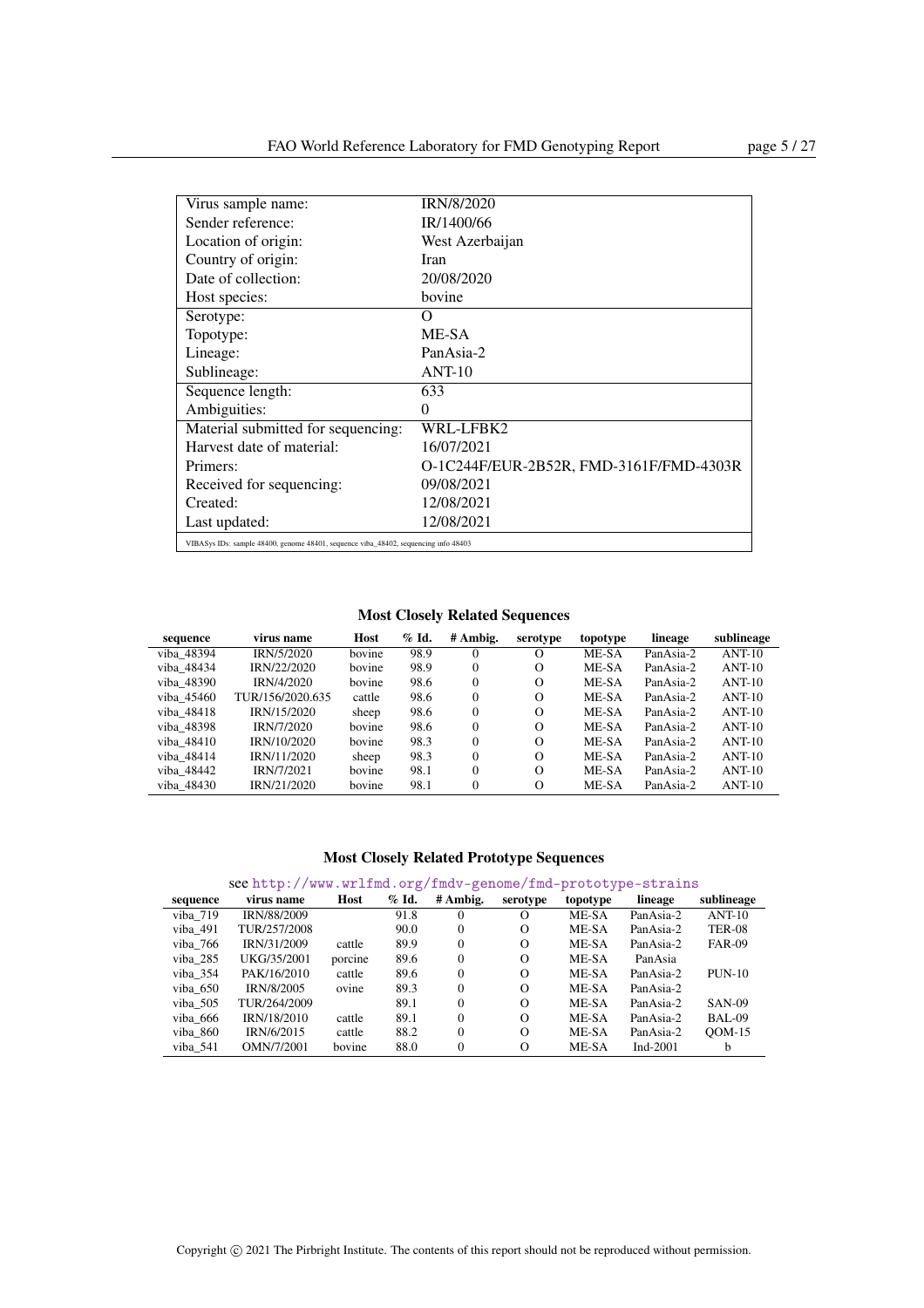| Virus sample name: | IRN/8/2020 |
|---|---|
| Sender reference: | IR/1400/66 |
| Location of origin: | West Azerbaijan |
| Country of origin: | Iran |
| Date of collection: | 20/08/2020 |
| Host species: | bovine |
| Serotype: | O |
| Topotype: | ME-SA |
| Lineage: | PanAsia-2 |
| Sublineage: | ANT-10 |
| Sequence length: | 633 |
| Ambiguities: | 0 |
| Material submitted for sequencing: | WRL-LFBK2 |
| Harvest date of material: | 16/07/2021 |
| Primers: | O-1C244F/EUR-2B52R, FMD-3161F/FMD-4303R |
| Received for sequencing: | 09/08/2021 |
| Created: | 12/08/2021 |
| Last updated: | 12/08/2021 |

VIBASys IDs: sample 48400, genome 48401, sequence viba_48402, sequencing info 48403

### Most Closely Related Sequences

| sequence | virus name | Host | % Id. | # Ambig. | serotype | topotype | lineage | sublineage |
|---|---|---|---|---|---|---|---|---|
| viba_48394 | IRN/5/2020 | bovine | 98.9 | 0 | O | ME-SA | PanAsia-2 | ANT-10 |
| viba_48434 | IRN/22/2020 | bovine | 98.9 | 0 | O | ME-SA | PanAsia-2 | ANT-10 |
| viba_48390 | IRN/4/2020 | bovine | 98.6 | 0 | O | ME-SA | PanAsia-2 | ANT-10 |
| viba_45460 | TUR/156/2020.635 | cattle | 98.6 | 0 | O | ME-SA | PanAsia-2 | ANT-10 |
| viba_48418 | IRN/15/2020 | sheep | 98.6 | 0 | O | ME-SA | PanAsia-2 | ANT-10 |
| viba_48398 | IRN/7/2020 | bovine | 98.6 | 0 | O | ME-SA | PanAsia-2 | ANT-10 |
| viba_48410 | IRN/10/2020 | bovine | 98.3 | 0 | O | ME-SA | PanAsia-2 | ANT-10 |
| viba_48414 | IRN/11/2020 | sheep | 98.3 | 0 | O | ME-SA | PanAsia-2 | ANT-10 |
| viba_48442 | IRN/7/2021 | bovine | 98.1 | 0 | O | ME-SA | PanAsia-2 | ANT-10 |
| viba_48430 | IRN/21/2020 | bovine | 98.1 | 0 | O | ME-SA | PanAsia-2 | ANT-10 |

### Most Closely Related Prototype Sequences

see http://www.wrlfmd.org/fmdv-genome/fmd-prototype-strains

| sequence | virus name | Host | % Id. | # Ambig. | serotype | topotype | lineage | sublineage |
|---|---|---|---|---|---|---|---|---|
| viba_719 | IRN/88/2009 | | 91.8 | 0 | O | ME-SA | PanAsia-2 | ANT-10 |
| viba_491 | TUR/257/2008 | | 90.0 | 0 | O | ME-SA | PanAsia-2 | TER-08 |
| viba_766 | IRN/31/2009 | cattle | 89.9 | 0 | O | ME-SA | PanAsia-2 | FAR-09 |
| viba_285 | UKG/35/2001 | porcine | 89.6 | 0 | O | ME-SA | PanAsia | |
| viba_354 | PAK/16/2010 | cattle | 89.6 | 0 | O | ME-SA | PanAsia-2 | PUN-10 |
| viba_650 | IRN/8/2005 | ovine | 89.3 | 0 | O | ME-SA | PanAsia-2 | |
| viba_505 | TUR/264/2009 | | 89.1 | 0 | O | ME-SA | PanAsia-2 | SAN-09 |
| viba_666 | IRN/18/2010 | cattle | 89.1 | 0 | O | ME-SA | PanAsia-2 | BAL-09 |
| viba_860 | IRN/6/2015 | cattle | 88.2 | 0 | O | ME-SA | PanAsia-2 | QOM-15 |
| viba_541 | OMN/7/2001 | bovine | 88.0 | 0 | O | ME-SA | Ind-2001 | b |

Copyright © 2021 The Pirbright Institute. The contents of this report should not be reproduced without permission.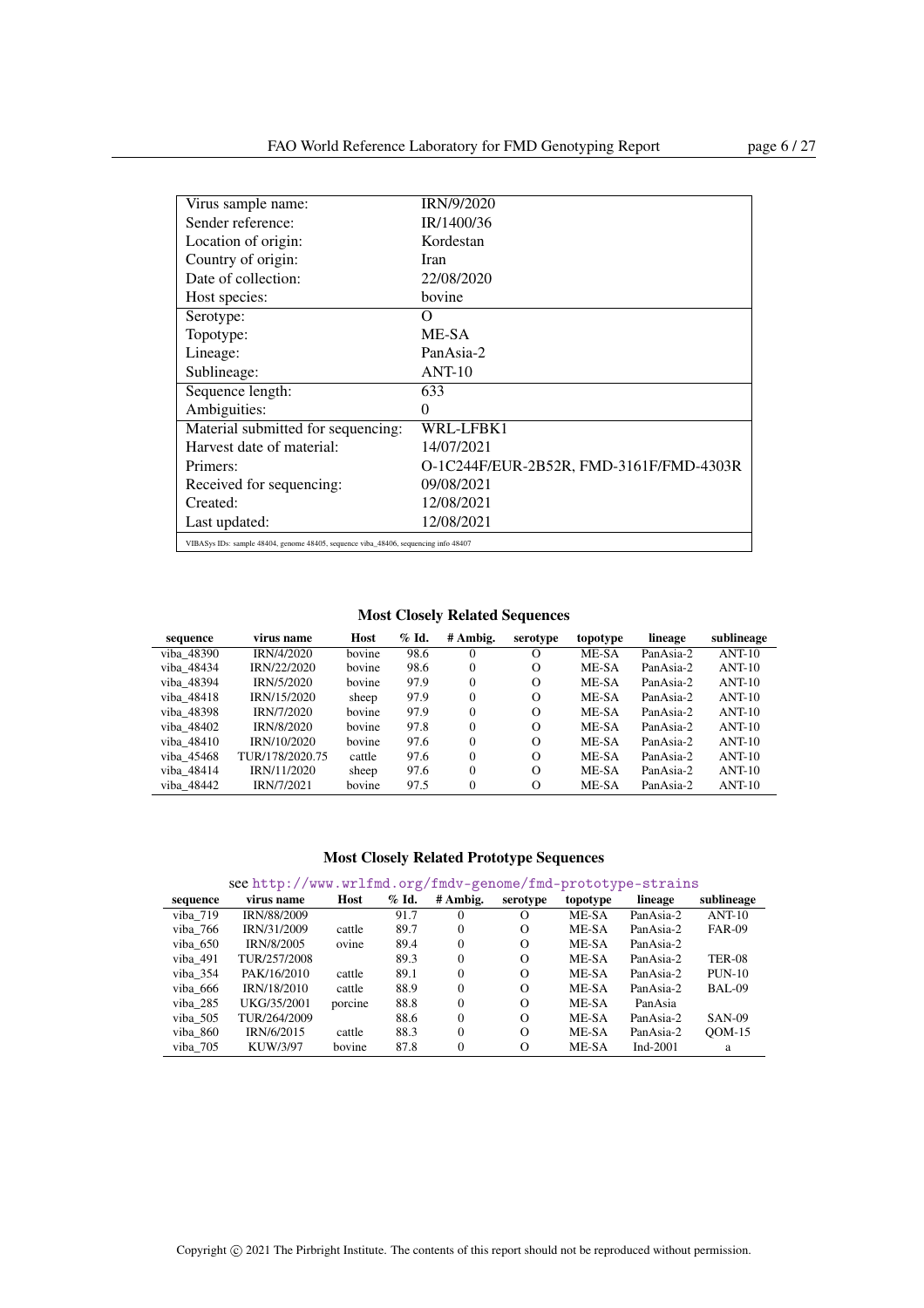| Virus sample name: | IRN/9/2020 |
|---|---|
| Sender reference: | IR/1400/36 |
| Location of origin: | Kordestan |
| Country of origin: | Iran |
| Date of collection: | 22/08/2020 |
| Host species: | bovine |
| Serotype: | O |
| Topotype: | ME-SA |
| Lineage: | PanAsia-2 |
| Sublineage: | ANT-10 |
| Sequence length: | 633 |
| Ambiguities: | 0 |
| Material submitted for sequencing: | WRL-LFBK1 |
| Harvest date of material: | 14/07/2021 |
| Primers: | O-1C244F/EUR-2B52R, FMD-3161F/FMD-4303R |
| Received for sequencing: | 09/08/2021 |
| Created: | 12/08/2021 |
| Last updated: | 12/08/2021 |

VIBASys IDs: sample 48404, genome 48405, sequence viba_48406, sequencing info 48407

### Most Closely Related Sequences

| sequence | virus name | Host | % Id. | # Ambig. | serotype | topotype | lineage | sublineage |
|---|---|---|---|---|---|---|---|---|
| viba_48390 | IRN/4/2020 | bovine | 98.6 | 0 | O | ME-SA | PanAsia-2 | ANT-10 |
| viba_48434 | IRN/22/2020 | bovine | 98.6 | 0 | O | ME-SA | PanAsia-2 | ANT-10 |
| viba_48394 | IRN/5/2020 | bovine | 97.9 | 0 | O | ME-SA | PanAsia-2 | ANT-10 |
| viba_48418 | IRN/15/2020 | sheep | 97.9 | 0 | O | ME-SA | PanAsia-2 | ANT-10 |
| viba_48398 | IRN/7/2020 | bovine | 97.9 | 0 | O | ME-SA | PanAsia-2 | ANT-10 |
| viba_48402 | IRN/8/2020 | bovine | 97.8 | 0 | O | ME-SA | PanAsia-2 | ANT-10 |
| viba_48410 | IRN/10/2020 | bovine | 97.6 | 0 | O | ME-SA | PanAsia-2 | ANT-10 |
| viba_45468 | TUR/178/2020.75 | cattle | 97.6 | 0 | O | ME-SA | PanAsia-2 | ANT-10 |
| viba_48414 | IRN/11/2020 | sheep | 97.6 | 0 | O | ME-SA | PanAsia-2 | ANT-10 |
| viba_48442 | IRN/7/2021 | bovine | 97.5 | 0 | O | ME-SA | PanAsia-2 | ANT-10 |

### Most Closely Related Prototype Sequences

see http://www.wrlfmd.org/fmdv-genome/fmd-prototype-strains

| sequence | virus name | Host | % Id. | # Ambig. | serotype | topotype | lineage | sublineage |
|---|---|---|---|---|---|---|---|---|
| viba_719 | IRN/88/2009 | | 91.7 | 0 | O | ME-SA | PanAsia-2 | ANT-10 |
| viba_766 | IRN/31/2009 | cattle | 89.7 | 0 | O | ME-SA | PanAsia-2 | FAR-09 |
| viba_650 | IRN/8/2005 | ovine | 89.4 | 0 | O | ME-SA | PanAsia-2 | |
| viba_491 | TUR/257/2008 | | 89.3 | 0 | O | ME-SA | PanAsia-2 | TER-08 |
| viba_354 | PAK/16/2010 | cattle | 89.1 | 0 | O | ME-SA | PanAsia-2 | PUN-10 |
| viba_666 | IRN/18/2010 | cattle | 88.9 | 0 | O | ME-SA | PanAsia-2 | BAL-09 |
| viba_285 | UKG/35/2001 | porcine | 88.8 | 0 | O | ME-SA | PanAsia | |
| viba_505 | TUR/264/2009 | | 88.6 | 0 | O | ME-SA | PanAsia-2 | SAN-09 |
| viba_860 | IRN/6/2015 | cattle | 88.3 | 0 | O | ME-SA | PanAsia-2 | QOM-15 |
| viba_705 | KUW/3/97 | bovine | 87.8 | 0 | O | ME-SA | Ind-2001 | a |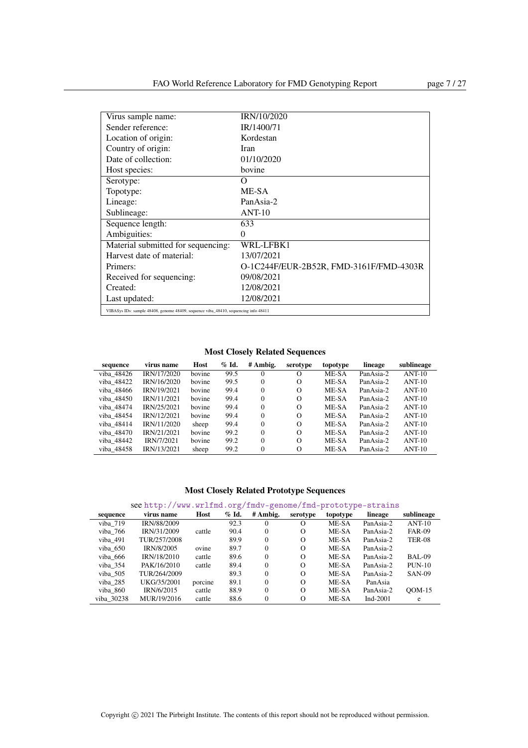| | |
|---|---|
| Virus sample name: | IRN/10/2020 |
| Sender reference: | IR/1400/71 |
| Location of origin: | Kordestan |
| Country of origin: | Iran |
| Date of collection: | 01/10/2020 |
| Host species: | bovine |
| Serotype: | O |
| Topotype: | ME-SA |
| Lineage: | PanAsia-2 |
| Sublineage: | ANT-10 |
| Sequence length: | 633 |
| Ambiguities: | 0 |
| Material submitted for sequencing: | WRL-LFBK1 |
| Harvest date of material: | 13/07/2021 |
| Primers: | O-1C244F/EUR-2B52R, FMD-3161F/FMD-4303R |
| Received for sequencing: | 09/08/2021 |
| Created: | 12/08/2021 |
| Last updated: | 12/08/2021 |

VIBASys IDs: sample 48408, genome 48409, sequence viba_48410, sequencing info 48411

### Most Closely Related Sequences

| sequence | virus name | Host | % Id. | # Ambig. | serotype | topotype | lineage | sublineage |
|---|---|---|---|---|---|---|---|---|
| viba_48426 | IRN/17/2020 | bovine | 99.5 | 0 | O | ME-SA | PanAsia-2 | ANT-10 |
| viba_48422 | IRN/16/2020 | bovine | 99.5 | 0 | O | ME-SA | PanAsia-2 | ANT-10 |
| viba_48466 | IRN/19/2021 | bovine | 99.4 | 0 | O | ME-SA | PanAsia-2 | ANT-10 |
| viba_48450 | IRN/11/2021 | bovine | 99.4 | 0 | O | ME-SA | PanAsia-2 | ANT-10 |
| viba_48474 | IRN/25/2021 | bovine | 99.4 | 0 | O | ME-SA | PanAsia-2 | ANT-10 |
| viba_48454 | IRN/12/2021 | bovine | 99.4 | 0 | O | ME-SA | PanAsia-2 | ANT-10 |
| viba_48414 | IRN/11/2020 | sheep | 99.4 | 0 | O | ME-SA | PanAsia-2 | ANT-10 |
| viba_48470 | IRN/21/2021 | bovine | 99.2 | 0 | O | ME-SA | PanAsia-2 | ANT-10 |
| viba_48442 | IRN/7/2021 | bovine | 99.2 | 0 | O | ME-SA | PanAsia-2 | ANT-10 |
| viba_48458 | IRN/13/2021 | sheep | 99.2 | 0 | O | ME-SA | PanAsia-2 | ANT-10 |

### Most Closely Related Prototype Sequences

see http://www.wrlfmd.org/fmdv-genome/fmd-prototype-strains

| sequence | virus name | Host | % Id. | # Ambig. | serotype | topotype | lineage | sublineage |
|---|---|---|---|---|---|---|---|---|
| viba_719 | IRN/88/2009 | | 92.3 | 0 | O | ME-SA | PanAsia-2 | ANT-10 |
| viba_766 | IRN/31/2009 | cattle | 90.4 | 0 | O | ME-SA | PanAsia-2 | FAR-09 |
| viba_491 | TUR/257/2008 | | 89.9 | 0 | O | ME-SA | PanAsia-2 | TER-08 |
| viba_650 | IRN/8/2005 | ovine | 89.7 | 0 | O | ME-SA | PanAsia-2 | |
| viba_666 | IRN/18/2010 | cattle | 89.6 | 0 | O | ME-SA | PanAsia-2 | BAL-09 |
| viba_354 | PAK/16/2010 | cattle | 89.4 | 0 | O | ME-SA | PanAsia-2 | PUN-10 |
| viba_505 | TUR/264/2009 | | 89.3 | 0 | O | ME-SA | PanAsia-2 | SAN-09 |
| viba_285 | UKG/35/2001 | porcine | 89.1 | 0 | O | ME-SA | PanAsia | |
| viba_860 | IRN/6/2015 | cattle | 88.9 | 0 | O | ME-SA | PanAsia-2 | QOM-15 |
| viba_30238 | MUR/19/2016 | cattle | 88.6 | 0 | O | ME-SA | Ind-2001 | e |

Copyright © 2021 The Pirbright Institute. The contents of this report should not be reproduced without permission.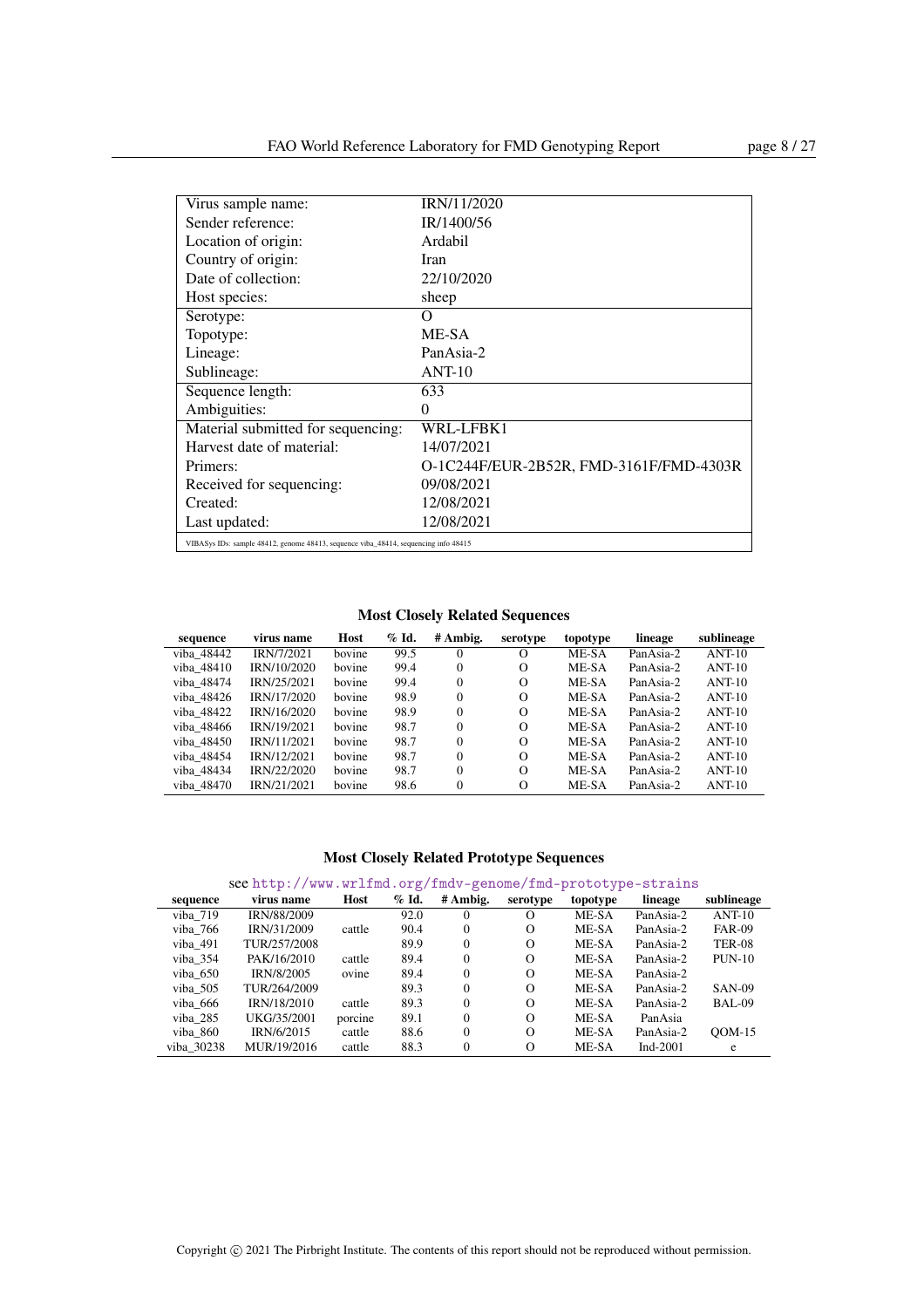| | |
|---|---|
| Virus sample name: | IRN/11/2020 |
| Sender reference: | IR/1400/56 |
| Location of origin: | Ardabil |
| Country of origin: | Iran |
| Date of collection: | 22/10/2020 |
| Host species: | sheep |
| Serotype: | O |
| Topotype: | ME-SA |
| Lineage: | PanAsia-2 |
| Sublineage: | ANT-10 |
| Sequence length: | 633 |
| Ambiguities: | 0 |
| Material submitted for sequencing: | WRL-LFBK1 |
| Harvest date of material: | 14/07/2021 |
| Primers: | O-1C244F/EUR-2B52R, FMD-3161F/FMD-4303R |
| Received for sequencing: | 09/08/2021 |
| Created: | 12/08/2021 |
| Last updated: | 12/08/2021 |

VIBASys IDs: sample 48412, genome 48413, sequence viba_48414, sequencing info 48415

### Most Closely Related Sequences

| sequence | virus name | Host | % Id. | # Ambig. | serotype | topotype | lineage | sublineage |
|---|---|---|---|---|---|---|---|---|
| viba_48442 | IRN/7/2021 | bovine | 99.5 | 0 | O | ME-SA | PanAsia-2 | ANT-10 |
| viba_48410 | IRN/10/2020 | bovine | 99.4 | 0 | O | ME-SA | PanAsia-2 | ANT-10 |
| viba_48474 | IRN/25/2021 | bovine | 99.4 | 0 | O | ME-SA | PanAsia-2 | ANT-10 |
| viba_48426 | IRN/17/2020 | bovine | 98.9 | 0 | O | ME-SA | PanAsia-2 | ANT-10 |
| viba_48422 | IRN/16/2020 | bovine | 98.9 | 0 | O | ME-SA | PanAsia-2 | ANT-10 |
| viba_48466 | IRN/19/2021 | bovine | 98.7 | 0 | O | ME-SA | PanAsia-2 | ANT-10 |
| viba_48450 | IRN/11/2021 | bovine | 98.7 | 0 | O | ME-SA | PanAsia-2 | ANT-10 |
| viba_48454 | IRN/12/2021 | bovine | 98.7 | 0 | O | ME-SA | PanAsia-2 | ANT-10 |
| viba_48434 | IRN/22/2020 | bovine | 98.7 | 0 | O | ME-SA | PanAsia-2 | ANT-10 |
| viba_48470 | IRN/21/2021 | bovine | 98.6 | 0 | O | ME-SA | PanAsia-2 | ANT-10 |

### Most Closely Related Prototype Sequences

see http://www.wrlfmd.org/fmdv-genome/fmd-prototype-strains

| sequence | virus name | Host | % Id. | # Ambig. | serotype | topotype | lineage | sublineage |
|---|---|---|---|---|---|---|---|---|
| viba_719 | IRN/88/2009 | | 92.0 | 0 | O | ME-SA | PanAsia-2 | ANT-10 |
| viba_766 | IRN/31/2009 | cattle | 90.4 | 0 | O | ME-SA | PanAsia-2 | FAR-09 |
| viba_491 | TUR/257/2008 | | 89.9 | 0 | O | ME-SA | PanAsia-2 | TER-08 |
| viba_354 | PAK/16/2010 | cattle | 89.4 | 0 | O | ME-SA | PanAsia-2 | PUN-10 |
| viba_650 | IRN/8/2005 | ovine | 89.4 | 0 | O | ME-SA | PanAsia-2 | |
| viba_505 | TUR/264/2009 | | 89.3 | 0 | O | ME-SA | PanAsia-2 | SAN-09 |
| viba_666 | IRN/18/2010 | cattle | 89.3 | 0 | O | ME-SA | PanAsia-2 | BAL-09 |
| viba_285 | UKG/35/2001 | porcine | 89.1 | 0 | O | ME-SA | PanAsia | |
| viba_860 | IRN/6/2015 | cattle | 88.6 | 0 | O | ME-SA | PanAsia-2 | QOM-15 |
| viba_30238 | MUR/19/2016 | cattle | 88.3 | 0 | O | ME-SA | Ind-2001 | e |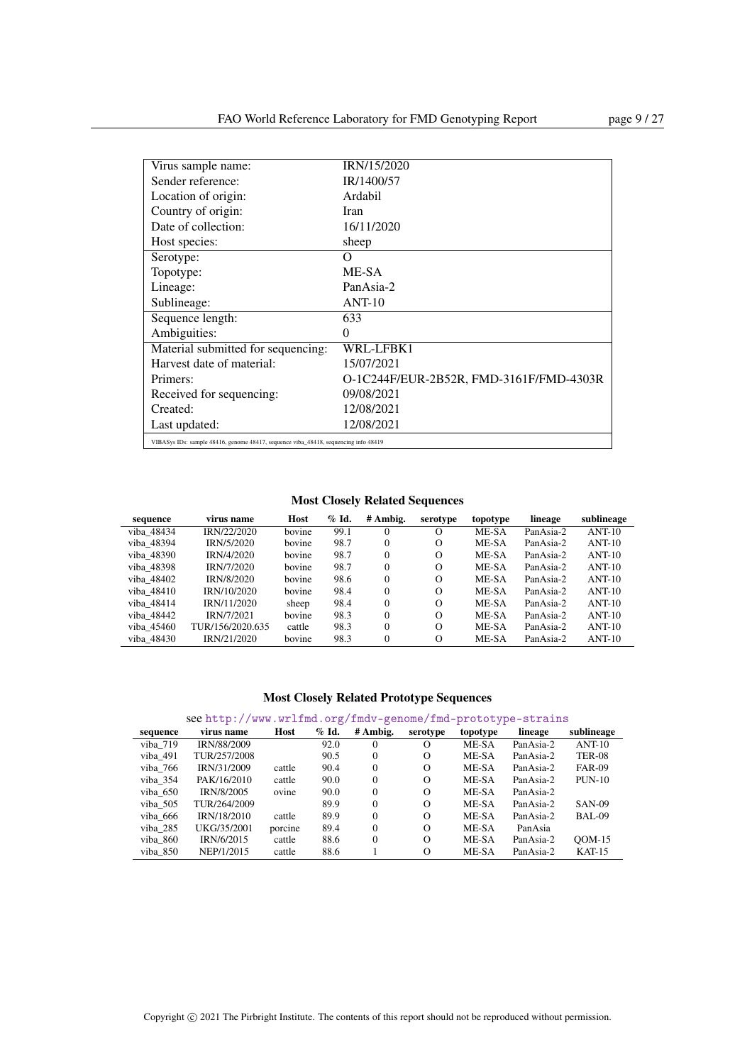| | |
|---|---|
| Virus sample name: | IRN/15/2020 |
| Sender reference: | IR/1400/57 |
| Location of origin: | Ardabil |
| Country of origin: | Iran |
| Date of collection: | 16/11/2020 |
| Host species: | sheep |
| Serotype: | O |
| Topotype: | ME-SA |
| Lineage: | PanAsia-2 |
| Sublineage: | ANT-10 |
| Sequence length: | 633 |
| Ambiguities: | 0 |
| Material submitted for sequencing: | WRL-LFBK1 |
| Harvest date of material: | 15/07/2021 |
| Primers: | O-1C244F/EUR-2B52R, FMD-3161F/FMD-4303R |
| Received for sequencing: | 09/08/2021 |
| Created: | 12/08/2021 |
| Last updated: | 12/08/2021 |

VIBASys IDs: sample 48416, genome 48417, sequence viba_48418, sequencing info 48419

### Most Closely Related Sequences

| sequence | virus name | Host | % Id. | # Ambig. | serotype | topotype | lineage | sublineage |
|---|---|---|---|---|---|---|---|---|
| viba_48434 | IRN/22/2020 | bovine | 99.1 | 0 | O | ME-SA | PanAsia-2 | ANT-10 |
| viba_48394 | IRN/5/2020 | bovine | 98.7 | 0 | O | ME-SA | PanAsia-2 | ANT-10 |
| viba_48390 | IRN/4/2020 | bovine | 98.7 | 0 | O | ME-SA | PanAsia-2 | ANT-10 |
| viba_48398 | IRN/7/2020 | bovine | 98.7 | 0 | O | ME-SA | PanAsia-2 | ANT-10 |
| viba_48402 | IRN/8/2020 | bovine | 98.6 | 0 | O | ME-SA | PanAsia-2 | ANT-10 |
| viba_48410 | IRN/10/2020 | bovine | 98.4 | 0 | O | ME-SA | PanAsia-2 | ANT-10 |
| viba_48414 | IRN/11/2020 | sheep | 98.4 | 0 | O | ME-SA | PanAsia-2 | ANT-10 |
| viba_48442 | IRN/7/2021 | bovine | 98.3 | 0 | O | ME-SA | PanAsia-2 | ANT-10 |
| viba_45460 | TUR/156/2020.635 | cattle | 98.3 | 0 | O | ME-SA | PanAsia-2 | ANT-10 |
| viba_48430 | IRN/21/2020 | bovine | 98.3 | 0 | O | ME-SA | PanAsia-2 | ANT-10 |

### Most Closely Related Prototype Sequences

see http://www.wrlfmd.org/fmdv-genome/fmd-prototype-strains

| sequence | virus name | Host | % Id. | # Ambig. | serotype | topotype | lineage | sublineage |
|---|---|---|---|---|---|---|---|---|
| viba_719 | IRN/88/2009 | | 92.0 | 0 | O | ME-SA | PanAsia-2 | ANT-10 |
| viba_491 | TUR/257/2008 | | 90.5 | 0 | O | ME-SA | PanAsia-2 | TER-08 |
| viba_766 | IRN/31/2009 | cattle | 90.4 | 0 | O | ME-SA | PanAsia-2 | FAR-09 |
| viba_354 | PAK/16/2010 | cattle | 90.0 | 0 | O | ME-SA | PanAsia-2 | PUN-10 |
| viba_650 | IRN/8/2005 | ovine | 90.0 | 0 | O | ME-SA | PanAsia-2 | |
| viba_505 | TUR/264/2009 | | 89.9 | 0 | O | ME-SA | PanAsia-2 | SAN-09 |
| viba_666 | IRN/18/2010 | cattle | 89.9 | 0 | O | ME-SA | PanAsia-2 | BAL-09 |
| viba_285 | UKG/35/2001 | porcine | 89.4 | 0 | O | ME-SA | PanAsia | |
| viba_860 | IRN/6/2015 | cattle | 88.6 | 0 | O | ME-SA | PanAsia-2 | QOM-15 |
| viba_850 | NEP/1/2015 | cattle | 88.6 | 1 | O | ME-SA | PanAsia-2 | KAT-15 |

Copyright © 2021 The Pirbright Institute. The contents of this report should not be reproduced without permission.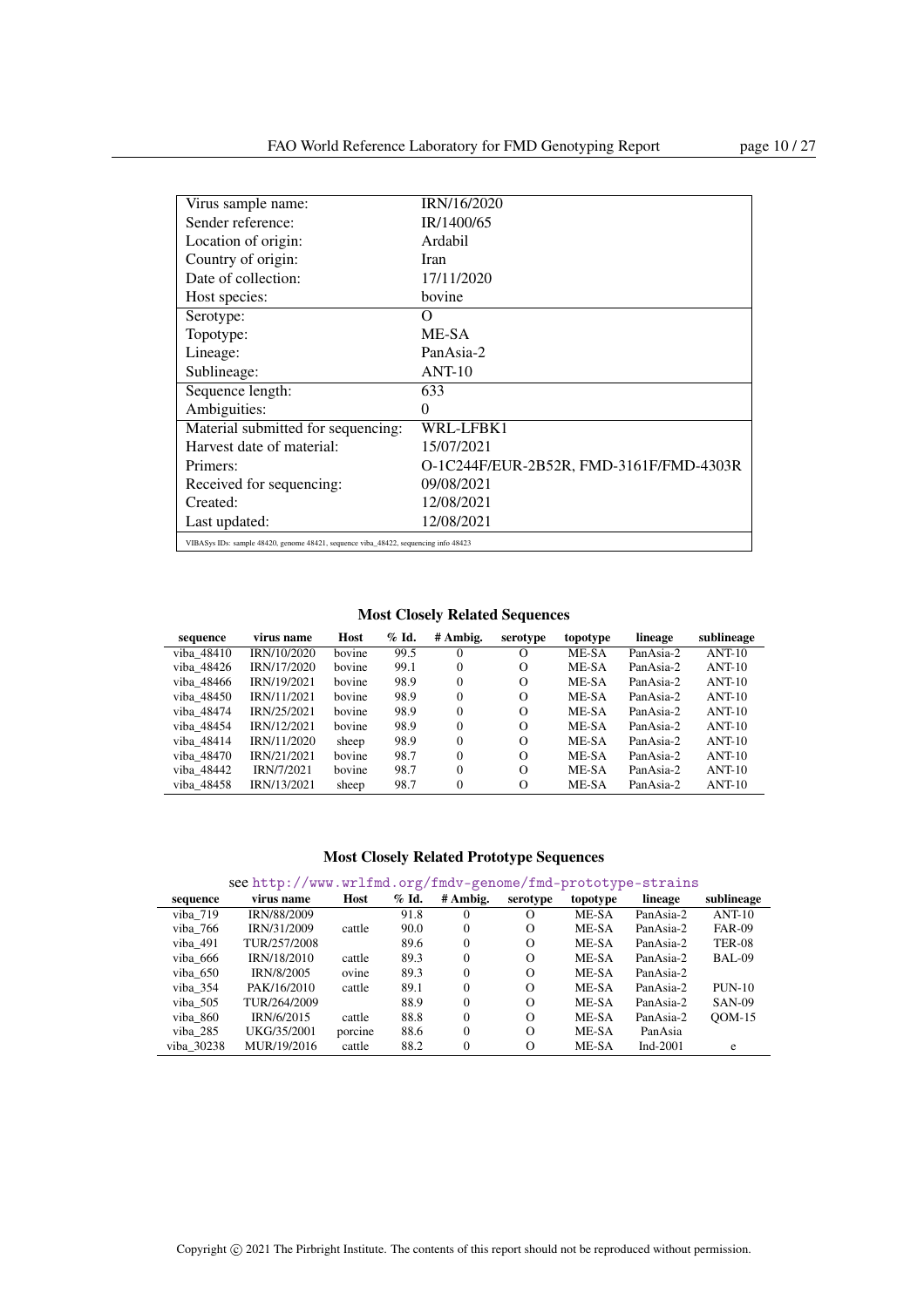| | |
|---|---|
| Virus sample name: | IRN/16/2020 |
| Sender reference: | IR/1400/65 |
| Location of origin: | Ardabil |
| Country of origin: | Iran |
| Date of collection: | 17/11/2020 |
| Host species: | bovine |
| Serotype: | O |
| Topotype: | ME-SA |
| Lineage: | PanAsia-2 |
| Sublineage: | ANT-10 |
| Sequence length: | 633 |
| Ambiguities: | 0 |
| Material submitted for sequencing: | WRL-LFBK1 |
| Harvest date of material: | 15/07/2021 |
| Primers: | O-1C244F/EUR-2B52R, FMD-3161F/FMD-4303R |
| Received for sequencing: | 09/08/2021 |
| Created: | 12/08/2021 |
| Last updated: | 12/08/2021 |

VIBASys IDs: sample 48420, genome 48421, sequence viba_48422, sequencing info 48423

### Most Closely Related Sequences

| sequence | virus name | Host | % Id. | # Ambig. | serotype | topotype | lineage | sublineage |
|---|---|---|---|---|---|---|---|---|
| viba_48410 | IRN/10/2020 | bovine | 99.5 | 0 | O | ME-SA | PanAsia-2 | ANT-10 |
| viba_48426 | IRN/17/2020 | bovine | 99.1 | 0 | O | ME-SA | PanAsia-2 | ANT-10 |
| viba_48466 | IRN/19/2021 | bovine | 98.9 | 0 | O | ME-SA | PanAsia-2 | ANT-10 |
| viba_48450 | IRN/11/2021 | bovine | 98.9 | 0 | O | ME-SA | PanAsia-2 | ANT-10 |
| viba_48474 | IRN/25/2021 | bovine | 98.9 | 0 | O | ME-SA | PanAsia-2 | ANT-10 |
| viba_48454 | IRN/12/2021 | bovine | 98.9 | 0 | O | ME-SA | PanAsia-2 | ANT-10 |
| viba_48414 | IRN/11/2020 | sheep | 98.9 | 0 | O | ME-SA | PanAsia-2 | ANT-10 |
| viba_48470 | IRN/21/2021 | bovine | 98.7 | 0 | O | ME-SA | PanAsia-2 | ANT-10 |
| viba_48442 | IRN/7/2021 | bovine | 98.7 | 0 | O | ME-SA | PanAsia-2 | ANT-10 |
| viba_48458 | IRN/13/2021 | sheep | 98.7 | 0 | O | ME-SA | PanAsia-2 | ANT-10 |

### Most Closely Related Prototype Sequences

see http://www.wrlfmd.org/fmdv-genome/fmd-prototype-strains

| sequence | virus name | Host | % Id. | # Ambig. | serotype | topotype | lineage | sublineage |
|---|---|---|---|---|---|---|---|---|
| viba_719 | IRN/88/2009 | | 91.8 | 0 | O | ME-SA | PanAsia-2 | ANT-10 |
| viba_766 | IRN/31/2009 | cattle | 90.0 | 0 | O | ME-SA | PanAsia-2 | FAR-09 |
| viba_491 | TUR/257/2008 | | 89.6 | 0 | O | ME-SA | PanAsia-2 | TER-08 |
| viba_666 | IRN/18/2010 | cattle | 89.3 | 0 | O | ME-SA | PanAsia-2 | BAL-09 |
| viba_650 | IRN/8/2005 | ovine | 89.3 | 0 | O | ME-SA | PanAsia-2 | |
| viba_354 | PAK/16/2010 | cattle | 89.1 | 0 | O | ME-SA | PanAsia-2 | PUN-10 |
| viba_505 | TUR/264/2009 | | 88.9 | 0 | O | ME-SA | PanAsia-2 | SAN-09 |
| viba_860 | IRN/6/2015 | cattle | 88.8 | 0 | O | ME-SA | PanAsia-2 | QOM-15 |
| viba_285 | UKG/35/2001 | porcine | 88.6 | 0 | O | ME-SA | PanAsia | |
| viba_30238 | MUR/19/2016 | cattle | 88.2 | 0 | O | ME-SA | Ind-2001 | e |

Copyright © 2021 The Pirbright Institute. The contents of this report should not be reproduced without permission.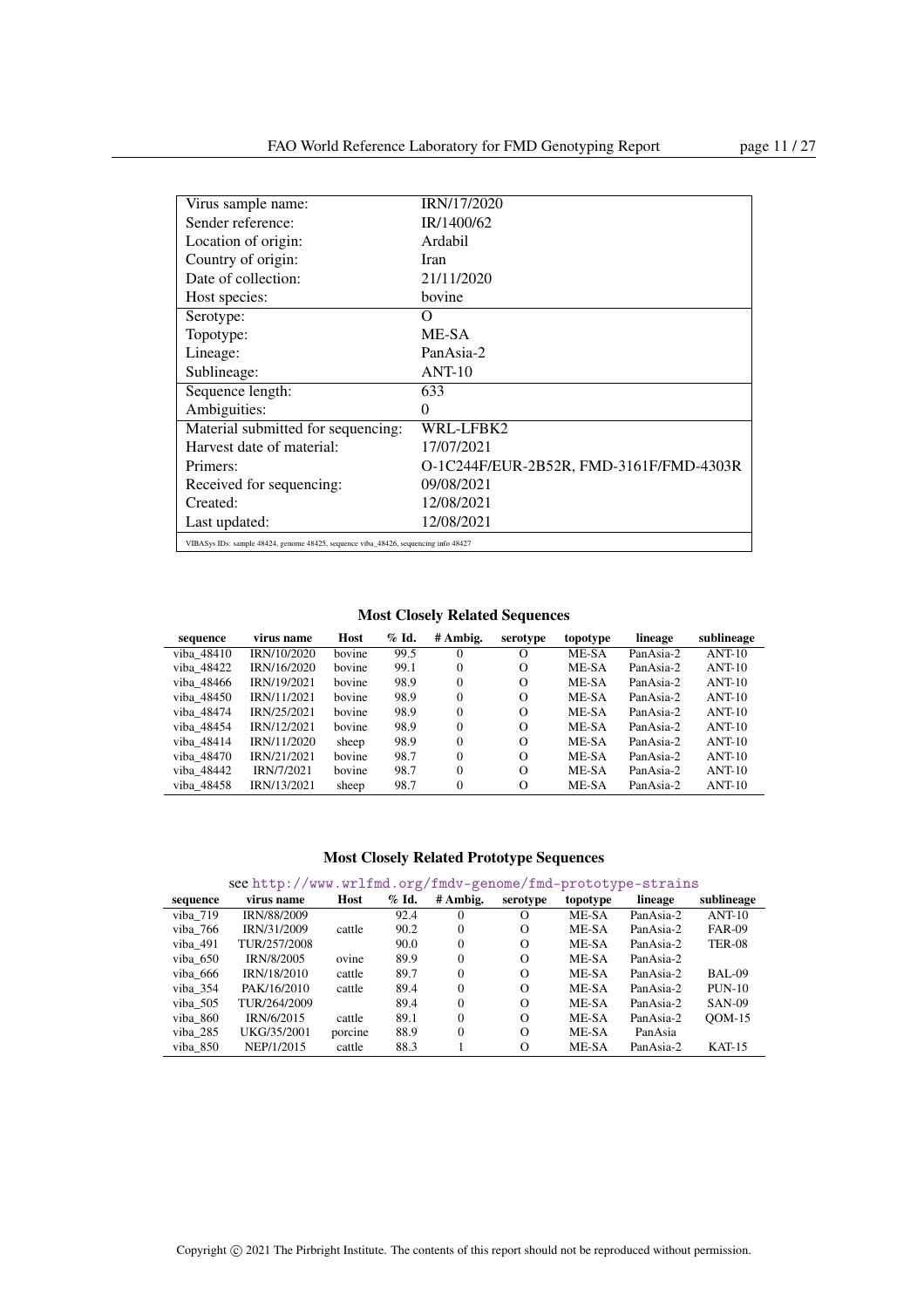| Virus sample name: | IRN/17/2020 |
|---|---|
| Sender reference: | IR/1400/62 |
| Location of origin: | Ardabil |
| Country of origin: | Iran |
| Date of collection: | 21/11/2020 |
| Host species: | bovine |
| Serotype: | O |
| Topotype: | ME-SA |
| Lineage: | PanAsia-2 |
| Sublineage: | ANT-10 |
| Sequence length: | 633 |
| Ambiguities: | 0 |
| Material submitted for sequencing: | WRL-LFBK2 |
| Harvest date of material: | 17/07/2021 |
| Primers: | O-1C244F/EUR-2B52R, FMD-3161F/FMD-4303R |
| Received for sequencing: | 09/08/2021 |
| Created: | 12/08/2021 |
| Last updated: | 12/08/2021 |

VIBASys IDs: sample 48424, genome 48425, sequence viba_48426, sequencing info 48427

### Most Closely Related Sequences

| sequence | virus name | Host | % Id. | # Ambig. | serotype | topotype | lineage | sublineage |
|---|---|---|---|---|---|---|---|---|
| viba_48410 | IRN/10/2020 | bovine | 99.5 | 0 | O | ME-SA | PanAsia-2 | ANT-10 |
| viba_48422 | IRN/16/2020 | bovine | 99.1 | 0 | O | ME-SA | PanAsia-2 | ANT-10 |
| viba_48466 | IRN/19/2021 | bovine | 98.9 | 0 | O | ME-SA | PanAsia-2 | ANT-10 |
| viba_48450 | IRN/11/2021 | bovine | 98.9 | 0 | O | ME-SA | PanAsia-2 | ANT-10 |
| viba_48474 | IRN/25/2021 | bovine | 98.9 | 0 | O | ME-SA | PanAsia-2 | ANT-10 |
| viba_48454 | IRN/12/2021 | bovine | 98.9 | 0 | O | ME-SA | PanAsia-2 | ANT-10 |
| viba_48414 | IRN/11/2020 | sheep | 98.9 | 0 | O | ME-SA | PanAsia-2 | ANT-10 |
| viba_48470 | IRN/21/2021 | bovine | 98.7 | 0 | O | ME-SA | PanAsia-2 | ANT-10 |
| viba_48442 | IRN/7/2021 | bovine | 98.7 | 0 | O | ME-SA | PanAsia-2 | ANT-10 |
| viba_48458 | IRN/13/2021 | sheep | 98.7 | 0 | O | ME-SA | PanAsia-2 | ANT-10 |

### Most Closely Related Prototype Sequences

see http://www.wrlfmd.org/fmdv-genome/fmd-prototype-strains

| sequence | virus name | Host | % Id. | # Ambig. | serotype | topotype | lineage | sublineage |
|---|---|---|---|---|---|---|---|---|
| viba_719 | IRN/88/2009 | | 92.4 | 0 | O | ME-SA | PanAsia-2 | ANT-10 |
| viba_766 | IRN/31/2009 | cattle | 90.2 | 0 | O | ME-SA | PanAsia-2 | FAR-09 |
| viba_491 | TUR/257/2008 | | 90.0 | 0 | O | ME-SA | PanAsia-2 | TER-08 |
| viba_650 | IRN/8/2005 | ovine | 89.9 | 0 | O | ME-SA | PanAsia-2 | |
| viba_666 | IRN/18/2010 | cattle | 89.7 | 0 | O | ME-SA | PanAsia-2 | BAL-09 |
| viba_354 | PAK/16/2010 | cattle | 89.4 | 0 | O | ME-SA | PanAsia-2 | PUN-10 |
| viba_505 | TUR/264/2009 | | 89.4 | 0 | O | ME-SA | PanAsia-2 | SAN-09 |
| viba_860 | IRN/6/2015 | cattle | 89.1 | 0 | O | ME-SA | PanAsia-2 | QOM-15 |
| viba_285 | UKG/35/2001 | porcine | 88.9 | 0 | O | ME-SA | PanAsia | |
| viba_850 | NEP/1/2015 | cattle | 88.3 | 1 | O | ME-SA | PanAsia-2 | KAT-15 |

Copyright © 2021 The Pirbright Institute. The contents of this report should not be reproduced without permission.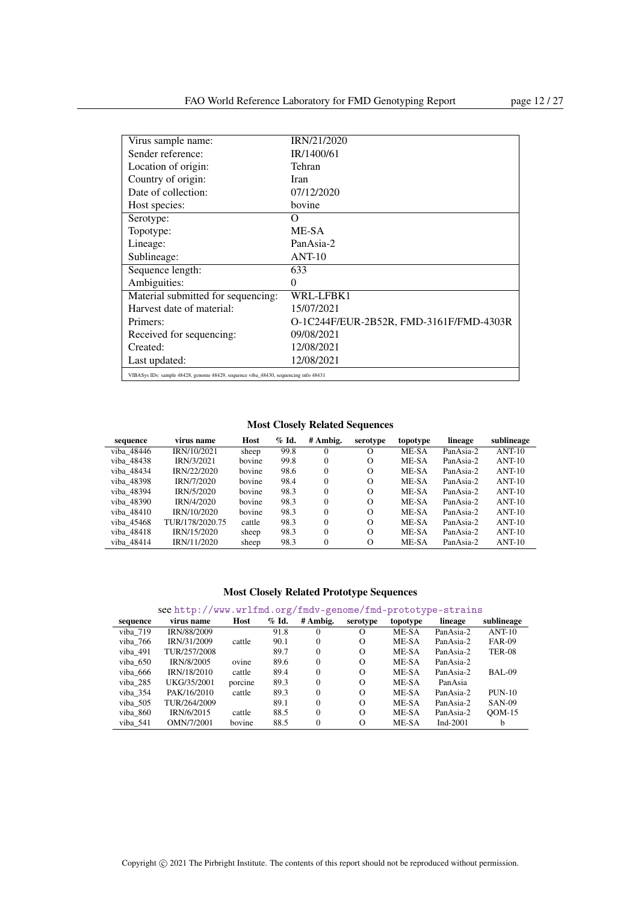| | |
|---|---|
| Virus sample name: | IRN/21/2020 |
| Sender reference: | IR/1400/61 |
| Location of origin: | Tehran |
| Country of origin: | Iran |
| Date of collection: | 07/12/2020 |
| Host species: | bovine |
| Serotype: | O |
| Topotype: | ME-SA |
| Lineage: | PanAsia-2 |
| Sublineage: | ANT-10 |
| Sequence length: | 633 |
| Ambiguities: | 0 |
| Material submitted for sequencing: | WRL-LFBK1 |
| Harvest date of material: | 15/07/2021 |
| Primers: | O-1C244F/EUR-2B52R, FMD-3161F/FMD-4303R |
| Received for sequencing: | 09/08/2021 |
| Created: | 12/08/2021 |
| Last updated: | 12/08/2021 |

VIBASys IDs: sample 48428, genome 48429, sequence viba_48430, sequencing info 48431

### Most Closely Related Sequences

| sequence | virus name | Host | % Id. | # Ambig. | serotype | topotype | lineage | sublineage |
|---|---|---|---|---|---|---|---|---|
| viba_48446 | IRN/10/2021 | sheep | 99.8 | 0 | O | ME-SA | PanAsia-2 | ANT-10 |
| viba_48438 | IRN/3/2021 | bovine | 99.8 | 0 | O | ME-SA | PanAsia-2 | ANT-10 |
| viba_48434 | IRN/22/2020 | bovine | 98.6 | 0 | O | ME-SA | PanAsia-2 | ANT-10 |
| viba_48398 | IRN/7/2020 | bovine | 98.4 | 0 | O | ME-SA | PanAsia-2 | ANT-10 |
| viba_48394 | IRN/5/2020 | bovine | 98.3 | 0 | O | ME-SA | PanAsia-2 | ANT-10 |
| viba_48390 | IRN/4/2020 | bovine | 98.3 | 0 | O | ME-SA | PanAsia-2 | ANT-10 |
| viba_48410 | IRN/10/2020 | bovine | 98.3 | 0 | O | ME-SA | PanAsia-2 | ANT-10 |
| viba_45468 | TUR/178/2020.75 | cattle | 98.3 | 0 | O | ME-SA | PanAsia-2 | ANT-10 |
| viba_48418 | IRN/15/2020 | sheep | 98.3 | 0 | O | ME-SA | PanAsia-2 | ANT-10 |
| viba_48414 | IRN/11/2020 | sheep | 98.3 | 0 | O | ME-SA | PanAsia-2 | ANT-10 |

### Most Closely Related Prototype Sequences

see http://www.wrlfmd.org/fmdv-genome/fmd-prototype-strains

| sequence | virus name | Host | % Id. | # Ambig. | serotype | topotype | lineage | sublineage |
|---|---|---|---|---|---|---|---|---|
| viba_719 | IRN/88/2009 | | 91.8 | 0 | O | ME-SA | PanAsia-2 | ANT-10 |
| viba_766 | IRN/31/2009 | cattle | 90.1 | 0 | O | ME-SA | PanAsia-2 | FAR-09 |
| viba_491 | TUR/257/2008 | | 89.7 | 0 | O | ME-SA | PanAsia-2 | TER-08 |
| viba_650 | IRN/8/2005 | ovine | 89.6 | 0 | O | ME-SA | PanAsia-2 | |
| viba_666 | IRN/18/2010 | cattle | 89.4 | 0 | O | ME-SA | PanAsia-2 | BAL-09 |
| viba_285 | UKG/35/2001 | porcine | 89.3 | 0 | O | ME-SA | PanAsia | |
| viba_354 | PAK/16/2010 | cattle | 89.3 | 0 | O | ME-SA | PanAsia-2 | PUN-10 |
| viba_505 | TUR/264/2009 | | 89.1 | 0 | O | ME-SA | PanAsia-2 | SAN-09 |
| viba_860 | IRN/6/2015 | cattle | 88.5 | 0 | O | ME-SA | PanAsia-2 | QOM-15 |
| viba_541 | OMN/7/2001 | bovine | 88.5 | 0 | O | ME-SA | Ind-2001 | b |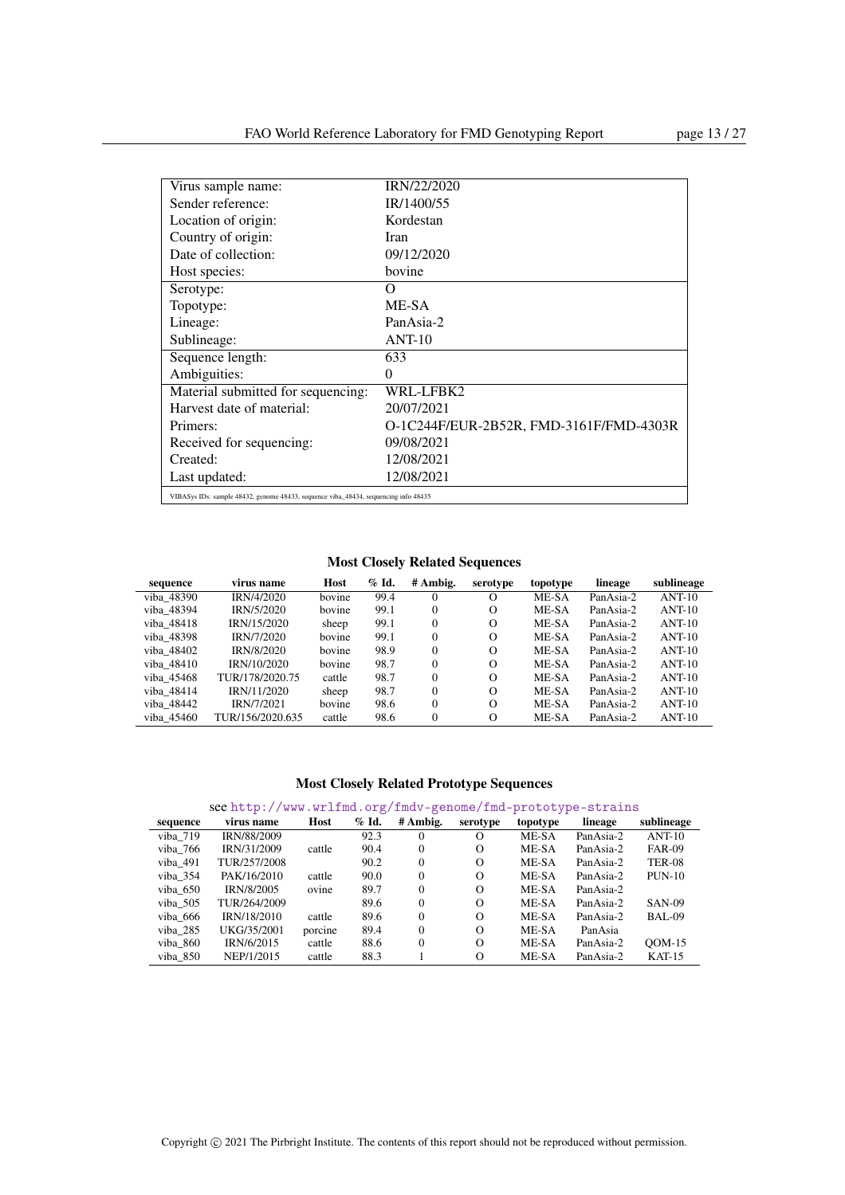| Virus sample name: | IRN/22/2020 |
|---|---|
| Sender reference: | IR/1400/55 |
| Location of origin: | Kordestan |
| Country of origin: | Iran |
| Date of collection: | 09/12/2020 |
| Host species: | bovine |
| Serotype: | O |
| Topotype: | ME-SA |
| Lineage: | PanAsia-2 |
| Sublineage: | ANT-10 |
| Sequence length: | 633 |
| Ambiguities: | 0 |
| Material submitted for sequencing: | WRL-LFBK2 |
| Harvest date of material: | 20/07/2021 |
| Primers: | O-1C244F/EUR-2B52R, FMD-3161F/FMD-4303R |
| Received for sequencing: | 09/08/2021 |
| Created: | 12/08/2021 |
| Last updated: | 12/08/2021 |

VIBASys IDs: sample 48432, genome 48433, sequence viba_48434, sequencing info 48435

### Most Closely Related Sequences

| sequence | virus name | Host | % Id. | # Ambig. | serotype | topotype | lineage | sublineage |
|---|---|---|---|---|---|---|---|---|
| viba_48390 | IRN/4/2020 | bovine | 99.4 | 0 | O | ME-SA | PanAsia-2 | ANT-10 |
| viba_48394 | IRN/5/2020 | bovine | 99.1 | 0 | O | ME-SA | PanAsia-2 | ANT-10 |
| viba_48418 | IRN/15/2020 | sheep | 99.1 | 0 | O | ME-SA | PanAsia-2 | ANT-10 |
| viba_48398 | IRN/7/2020 | bovine | 99.1 | 0 | O | ME-SA | PanAsia-2 | ANT-10 |
| viba_48402 | IRN/8/2020 | bovine | 98.9 | 0 | O | ME-SA | PanAsia-2 | ANT-10 |
| viba_48410 | IRN/10/2020 | bovine | 98.7 | 0 | O | ME-SA | PanAsia-2 | ANT-10 |
| viba_45468 | TUR/178/2020.75 | cattle | 98.7 | 0 | O | ME-SA | PanAsia-2 | ANT-10 |
| viba_48414 | IRN/11/2020 | sheep | 98.7 | 0 | O | ME-SA | PanAsia-2 | ANT-10 |
| viba_48442 | IRN/7/2021 | bovine | 98.6 | 0 | O | ME-SA | PanAsia-2 | ANT-10 |
| viba_45460 | TUR/156/2020.635 | cattle | 98.6 | 0 | O | ME-SA | PanAsia-2 | ANT-10 |

### Most Closely Related Prototype Sequences

see http://www.wrlfmd.org/fmdv-genome/fmd-prototype-strains

| sequence | virus name | Host | % Id. | # Ambig. | serotype | topotype | lineage | sublineage |
|---|---|---|---|---|---|---|---|---|
| viba_719 | IRN/88/2009 | | 92.3 | 0 | O | ME-SA | PanAsia-2 | ANT-10 |
| viba_766 | IRN/31/2009 | cattle | 90.4 | 0 | O | ME-SA | PanAsia-2 | FAR-09 |
| viba_491 | TUR/257/2008 | | 90.2 | 0 | O | ME-SA | PanAsia-2 | TER-08 |
| viba_354 | PAK/16/2010 | cattle | 90.0 | 0 | O | ME-SA | PanAsia-2 | PUN-10 |
| viba_650 | IRN/8/2005 | ovine | 89.7 | 0 | O | ME-SA | PanAsia-2 | |
| viba_505 | TUR/264/2009 | | 89.6 | 0 | O | ME-SA | PanAsia-2 | SAN-09 |
| viba_666 | IRN/18/2010 | cattle | 89.6 | 0 | O | ME-SA | PanAsia-2 | BAL-09 |
| viba_285 | UKG/35/2001 | porcine | 89.4 | 0 | O | ME-SA | PanAsia | |
| viba_860 | IRN/6/2015 | cattle | 88.6 | 0 | O | ME-SA | PanAsia-2 | QOM-15 |
| viba_850 | NEP/1/2015 | cattle | 88.3 | 1 | O | ME-SA | PanAsia-2 | KAT-15 |

Copyright © 2021 The Pirbright Institute. The contents of this report should not be reproduced without permission.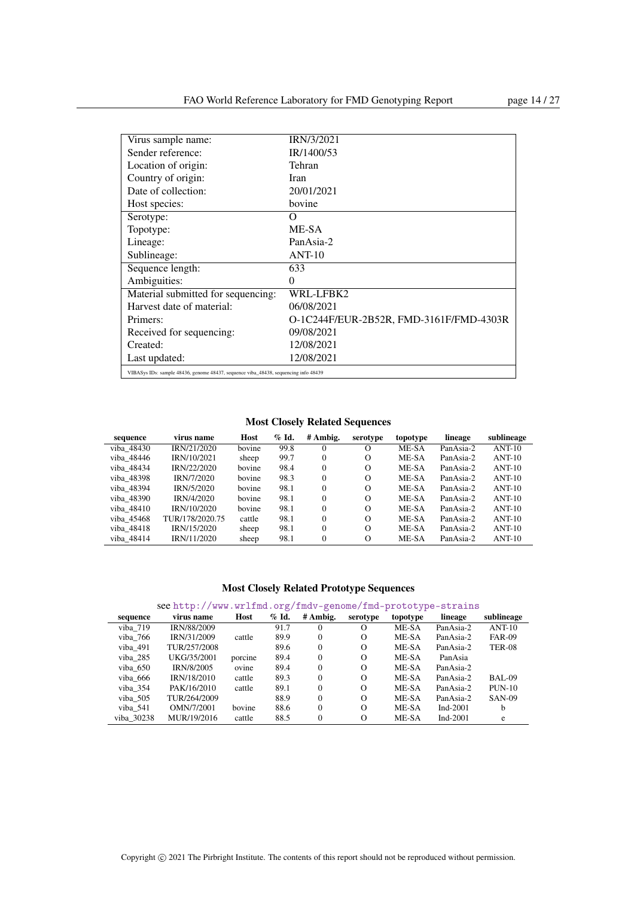| | |
|---|---|
| Virus sample name: | IRN/3/2021 |
| Sender reference: | IR/1400/53 |
| Location of origin: | Tehran |
| Country of origin: | Iran |
| Date of collection: | 20/01/2021 |
| Host species: | bovine |
| Serotype: | O |
| Topotype: | ME-SA |
| Lineage: | PanAsia-2 |
| Sublineage: | ANT-10 |
| Sequence length: | 633 |
| Ambiguities: | 0 |
| Material submitted for sequencing: | WRL-LFBK2 |
| Harvest date of material: | 06/08/2021 |
| Primers: | O-1C244F/EUR-2B52R, FMD-3161F/FMD-4303R |
| Received for sequencing: | 09/08/2021 |
| Created: | 12/08/2021 |
| Last updated: | 12/08/2021 |

VIBASys IDs: sample 48436, genome 48437, sequence viba_48438, sequencing info 48439

### Most Closely Related Sequences

| sequence | virus name | Host | % Id. | # Ambig. | serotype | topotype | lineage | sublineage |
|---|---|---|---|---|---|---|---|---|
| viba_48430 | IRN/21/2020 | bovine | 99.8 | 0 | O | ME-SA | PanAsia-2 | ANT-10 |
| viba_48446 | IRN/10/2021 | sheep | 99.7 | 0 | O | ME-SA | PanAsia-2 | ANT-10 |
| viba_48434 | IRN/22/2020 | bovine | 98.4 | 0 | O | ME-SA | PanAsia-2 | ANT-10 |
| viba_48398 | IRN/7/2020 | bovine | 98.3 | 0 | O | ME-SA | PanAsia-2 | ANT-10 |
| viba_48394 | IRN/5/2020 | bovine | 98.1 | 0 | O | ME-SA | PanAsia-2 | ANT-10 |
| viba_48390 | IRN/4/2020 | bovine | 98.1 | 0 | O | ME-SA | PanAsia-2 | ANT-10 |
| viba_48410 | IRN/10/2020 | bovine | 98.1 | 0 | O | ME-SA | PanAsia-2 | ANT-10 |
| viba_45468 | TUR/178/2020.75 | cattle | 98.1 | 0 | O | ME-SA | PanAsia-2 | ANT-10 |
| viba_48418 | IRN/15/2020 | sheep | 98.1 | 0 | O | ME-SA | PanAsia-2 | ANT-10 |
| viba_48414 | IRN/11/2020 | sheep | 98.1 | 0 | O | ME-SA | PanAsia-2 | ANT-10 |

### Most Closely Related Prototype Sequences

see http://www.wrlfmd.org/fmdv-genome/fmd-prototype-strains

| sequence | virus name | Host | % Id. | # Ambig. | serotype | topotype | lineage | sublineage |
|---|---|---|---|---|---|---|---|---|
| viba_719 | IRN/88/2009 | | 91.7 | 0 | O | ME-SA | PanAsia-2 | ANT-10 |
| viba_766 | IRN/31/2009 | cattle | 89.9 | 0 | O | ME-SA | PanAsia-2 | FAR-09 |
| viba_491 | TUR/257/2008 | | 89.6 | 0 | O | ME-SA | PanAsia-2 | TER-08 |
| viba_285 | UKG/35/2001 | porcine | 89.4 | 0 | O | ME-SA | PanAsia | |
| viba_650 | IRN/8/2005 | ovine | 89.4 | 0 | O | ME-SA | PanAsia-2 | |
| viba_666 | IRN/18/2010 | cattle | 89.3 | 0 | O | ME-SA | PanAsia-2 | BAL-09 |
| viba_354 | PAK/16/2010 | cattle | 89.1 | 0 | O | ME-SA | PanAsia-2 | PUN-10 |
| viba_505 | TUR/264/2009 | | 88.9 | 0 | O | ME-SA | PanAsia-2 | SAN-09 |
| viba_541 | OMN/7/2001 | bovine | 88.6 | 0 | O | ME-SA | Ind-2001 | b |
| viba_30238 | MUR/19/2016 | cattle | 88.5 | 0 | O | ME-SA | Ind-2001 | e |

Copyright © 2021 The Pirbright Institute. The contents of this report should not be reproduced without permission.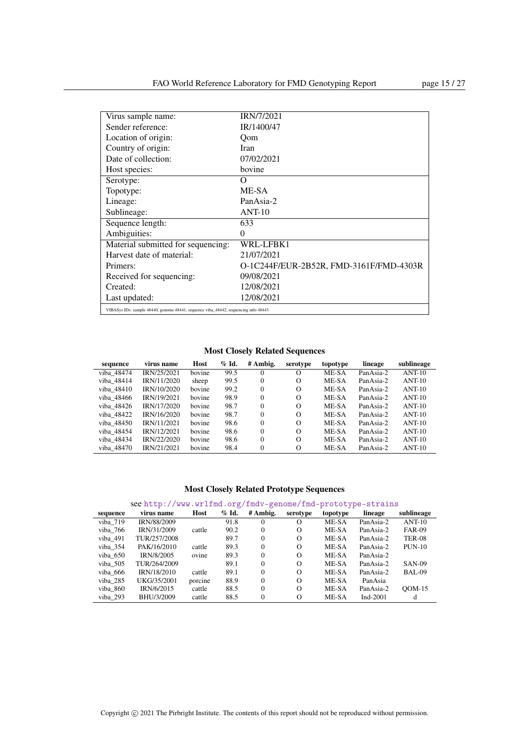| | |
|---|---|
| Virus sample name: | IRN/7/2021 |
| Sender reference: | IR/1400/47 |
| Location of origin: | Qom |
| Country of origin: | Iran |
| Date of collection: | 07/02/2021 |
| Host species: | bovine |
| Serotype: | O |
| Topotype: | ME-SA |
| Lineage: | PanAsia-2 |
| Sublineage: | ANT-10 |
| Sequence length: | 633 |
| Ambiguities: | 0 |
| Material submitted for sequencing: | WRL-LFBK1 |
| Harvest date of material: | 21/07/2021 |
| Primers: | O-1C244F/EUR-2B52R, FMD-3161F/FMD-4303R |
| Received for sequencing: | 09/08/2021 |
| Created: | 12/08/2021 |
| Last updated: | 12/08/2021 |

VIBASys IDs: sample 48440, genome 48441, sequence viba_48442, sequencing info 48443

### Most Closely Related Sequences

| sequence | virus name | Host | % Id. | # Ambig. | serotype | topotype | lineage | sublineage |
|---|---|---|---|---|---|---|---|---|
| viba_48474 | IRN/25/2021 | bovine | 99.5 | 0 | O | ME-SA | PanAsia-2 | ANT-10 |
| viba_48414 | IRN/11/2020 | sheep | 99.5 | 0 | O | ME-SA | PanAsia-2 | ANT-10 |
| viba_48410 | IRN/10/2020 | bovine | 99.2 | 0 | O | ME-SA | PanAsia-2 | ANT-10 |
| viba_48466 | IRN/19/2021 | bovine | 98.9 | 0 | O | ME-SA | PanAsia-2 | ANT-10 |
| viba_48426 | IRN/17/2020 | bovine | 98.7 | 0 | O | ME-SA | PanAsia-2 | ANT-10 |
| viba_48422 | IRN/16/2020 | bovine | 98.7 | 0 | O | ME-SA | PanAsia-2 | ANT-10 |
| viba_48450 | IRN/11/2021 | bovine | 98.6 | 0 | O | ME-SA | PanAsia-2 | ANT-10 |
| viba_48454 | IRN/12/2021 | bovine | 98.6 | 0 | O | ME-SA | PanAsia-2 | ANT-10 |
| viba_48434 | IRN/22/2020 | bovine | 98.6 | 0 | O | ME-SA | PanAsia-2 | ANT-10 |
| viba_48470 | IRN/21/2021 | bovine | 98.4 | 0 | O | ME-SA | PanAsia-2 | ANT-10 |

### Most Closely Related Prototype Sequences

see http://www.wrlfmd.org/fmdv-genome/fmd-prototype-strains

| sequence | virus name | Host | % Id. | # Ambig. | serotype | topotype | lineage | sublineage |
|---|---|---|---|---|---|---|---|---|
| viba_719 | IRN/88/2009 | | 91.8 | 0 | O | ME-SA | PanAsia-2 | ANT-10 |
| viba_766 | IRN/31/2009 | cattle | 90.2 | 0 | O | ME-SA | PanAsia-2 | FAR-09 |
| viba_491 | TUR/257/2008 | | 89.7 | 0 | O | ME-SA | PanAsia-2 | TER-08 |
| viba_354 | PAK/16/2010 | cattle | 89.3 | 0 | O | ME-SA | PanAsia-2 | PUN-10 |
| viba_650 | IRN/8/2005 | ovine | 89.3 | 0 | O | ME-SA | PanAsia-2 | |
| viba_505 | TUR/264/2009 | | 89.1 | 0 | O | ME-SA | PanAsia-2 | SAN-09 |
| viba_666 | IRN/18/2010 | cattle | 89.1 | 0 | O | ME-SA | PanAsia-2 | BAL-09 |
| viba_285 | UKG/35/2001 | porcine | 88.9 | 0 | O | ME-SA | PanAsia | |
| viba_860 | IRN/6/2015 | cattle | 88.5 | 0 | O | ME-SA | PanAsia-2 | QOM-15 |
| viba_293 | BHU/3/2009 | cattle | 88.5 | 0 | O | ME-SA | Ind-2001 | d |

Copyright © 2021 The Pirbright Institute. The contents of this report should not be reproduced without permission.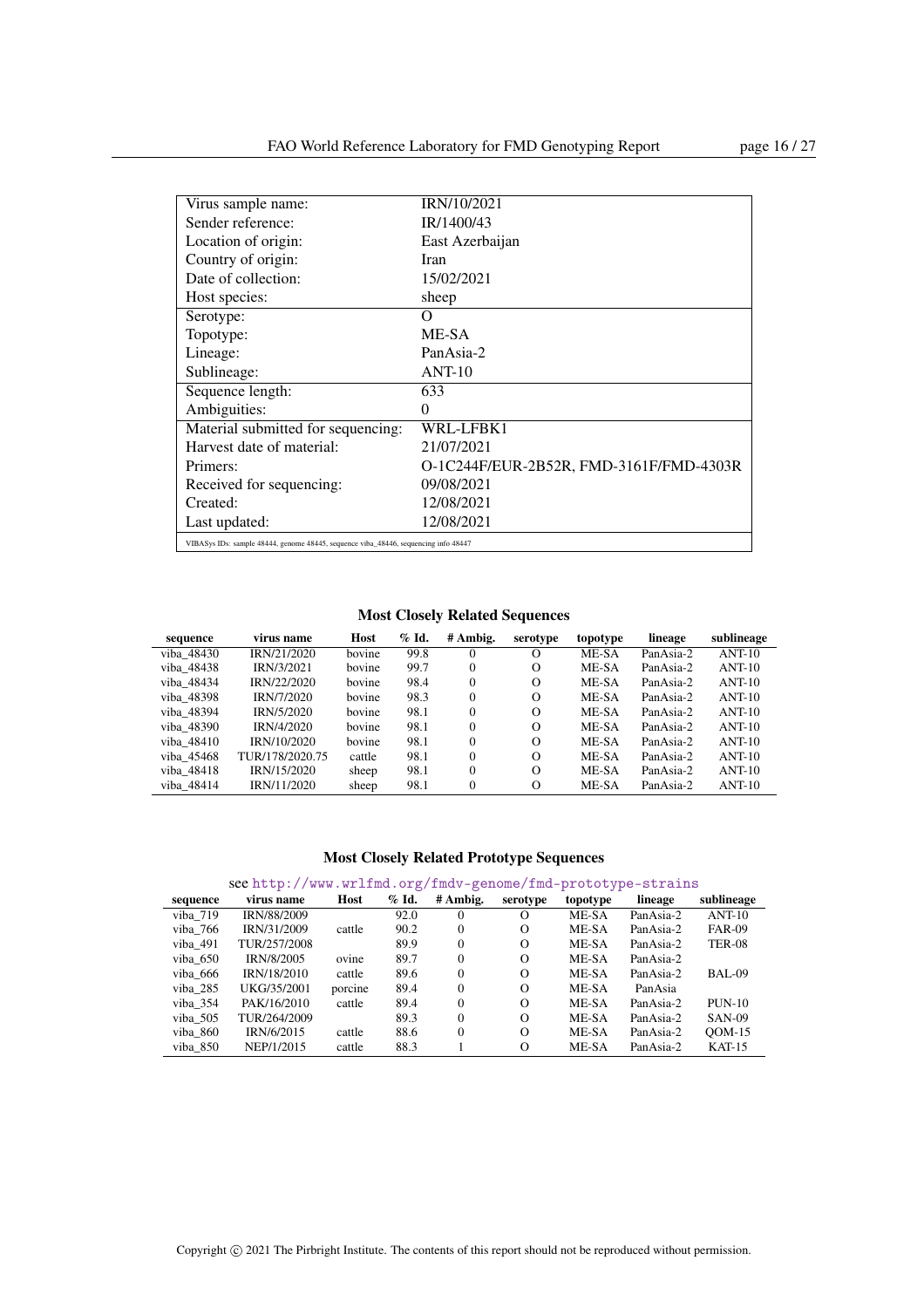| | |
|---|---|
| Virus sample name: | IRN/10/2021 |
| Sender reference: | IR/1400/43 |
| Location of origin: | East Azerbaijan |
| Country of origin: | Iran |
| Date of collection: | 15/02/2021 |
| Host species: | sheep |
| Serotype: | O |
| Topotype: | ME-SA |
| Lineage: | PanAsia-2 |
| Sublineage: | ANT-10 |
| Sequence length: | 633 |
| Ambiguities: | 0 |
| Material submitted for sequencing: | WRL-LFBK1 |
| Harvest date of material: | 21/07/2021 |
| Primers: | O-1C244F/EUR-2B52R, FMD-3161F/FMD-4303R |
| Received for sequencing: | 09/08/2021 |
| Created: | 12/08/2021 |
| Last updated: | 12/08/2021 |

VIBASys IDs: sample 48444, genome 48445, sequence viba_48446, sequencing info 48447

### Most Closely Related Sequences

| sequence | virus name | Host | % Id. | # Ambig. | serotype | topotype | lineage | sublineage |
|---|---|---|---|---|---|---|---|---|
| viba_48430 | IRN/21/2020 | bovine | 99.8 | 0 | O | ME-SA | PanAsia-2 | ANT-10 |
| viba_48438 | IRN/3/2021 | bovine | 99.7 | 0 | O | ME-SA | PanAsia-2 | ANT-10 |
| viba_48434 | IRN/22/2020 | bovine | 98.4 | 0 | O | ME-SA | PanAsia-2 | ANT-10 |
| viba_48398 | IRN/7/2020 | bovine | 98.3 | 0 | O | ME-SA | PanAsia-2 | ANT-10 |
| viba_48394 | IRN/5/2020 | bovine | 98.1 | 0 | O | ME-SA | PanAsia-2 | ANT-10 |
| viba_48390 | IRN/4/2020 | bovine | 98.1 | 0 | O | ME-SA | PanAsia-2 | ANT-10 |
| viba_48410 | IRN/10/2020 | bovine | 98.1 | 0 | O | ME-SA | PanAsia-2 | ANT-10 |
| viba_45468 | TUR/178/2020.75 | cattle | 98.1 | 0 | O | ME-SA | PanAsia-2 | ANT-10 |
| viba_48418 | IRN/15/2020 | sheep | 98.1 | 0 | O | ME-SA | PanAsia-2 | ANT-10 |
| viba_48414 | IRN/11/2020 | sheep | 98.1 | 0 | O | ME-SA | PanAsia-2 | ANT-10 |

### Most Closely Related Prototype Sequences

see http://www.wrlfmd.org/fmdv-genome/fmd-prototype-strains

| sequence | virus name | Host | % Id. | # Ambig. | serotype | topotype | lineage | sublineage |
|---|---|---|---|---|---|---|---|---|
| viba_719 | IRN/88/2009 | | 92.0 | 0 | O | ME-SA | PanAsia-2 | ANT-10 |
| viba_766 | IRN/31/2009 | cattle | 90.2 | 0 | O | ME-SA | PanAsia-2 | FAR-09 |
| viba_491 | TUR/257/2008 | | 89.9 | 0 | O | ME-SA | PanAsia-2 | TER-08 |
| viba_650 | IRN/8/2005 | ovine | 89.7 | 0 | O | ME-SA | PanAsia-2 | |
| viba_666 | IRN/18/2010 | cattle | 89.6 | 0 | O | ME-SA | PanAsia-2 | BAL-09 |
| viba_285 | UKG/35/2001 | porcine | 89.4 | 0 | O | ME-SA | PanAsia | |
| viba_354 | PAK/16/2010 | cattle | 89.4 | 0 | O | ME-SA | PanAsia-2 | PUN-10 |
| viba_505 | TUR/264/2009 | | 89.3 | 0 | O | ME-SA | PanAsia-2 | SAN-09 |
| viba_860 | IRN/6/2015 | cattle | 88.6 | 0 | O | ME-SA | PanAsia-2 | QOM-15 |
| viba_850 | NEP/1/2015 | cattle | 88.3 | 1 | O | ME-SA | PanAsia-2 | KAT-15 |

Copyright © 2021 The Pirbright Institute. The contents of this report should not be reproduced without permission.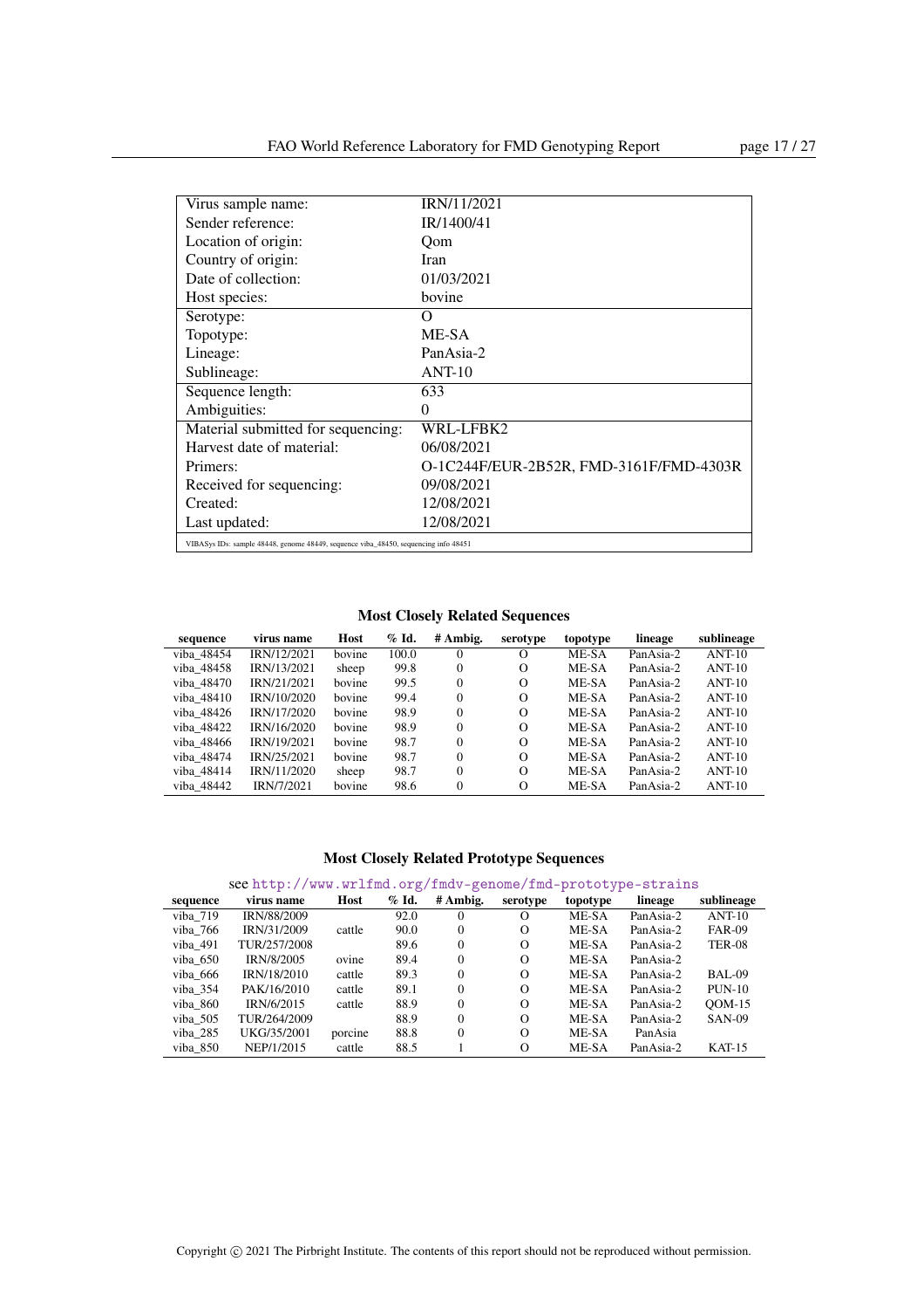| Virus sample name: | IRN/11/2021 |
|---|---|
| Sender reference: | IR/1400/41 |
| Location of origin: | Qom |
| Country of origin: | Iran |
| Date of collection: | 01/03/2021 |
| Host species: | bovine |
| Serotype: | O |
| Topotype: | ME-SA |
| Lineage: | PanAsia-2 |
| Sublineage: | ANT-10 |
| Sequence length: | 633 |
| Ambiguities: | 0 |
| Material submitted for sequencing: | WRL-LFBK2 |
| Harvest date of material: | 06/08/2021 |
| Primers: | O-1C244F/EUR-2B52R, FMD-3161F/FMD-4303R |
| Received for sequencing: | 09/08/2021 |
| Created: | 12/08/2021 |
| Last updated: | 12/08/2021 |

VIBASys IDs: sample 48448, genome 48449, sequence viba_48450, sequencing info 48451

### Most Closely Related Sequences

| sequence | virus name | Host | % Id. | # Ambig. | serotype | topotype | lineage | sublineage |
|---|---|---|---|---|---|---|---|---|
| viba_48454 | IRN/12/2021 | bovine | 100.0 | 0 | O | ME-SA | PanAsia-2 | ANT-10 |
| viba_48458 | IRN/13/2021 | sheep | 99.8 | 0 | O | ME-SA | PanAsia-2 | ANT-10 |
| viba_48470 | IRN/21/2021 | bovine | 99.5 | 0 | O | ME-SA | PanAsia-2 | ANT-10 |
| viba_48410 | IRN/10/2020 | bovine | 99.4 | 0 | O | ME-SA | PanAsia-2 | ANT-10 |
| viba_48426 | IRN/17/2020 | bovine | 98.9 | 0 | O | ME-SA | PanAsia-2 | ANT-10 |
| viba_48422 | IRN/16/2020 | bovine | 98.9 | 0 | O | ME-SA | PanAsia-2 | ANT-10 |
| viba_48466 | IRN/19/2021 | bovine | 98.7 | 0 | O | ME-SA | PanAsia-2 | ANT-10 |
| viba_48474 | IRN/25/2021 | bovine | 98.7 | 0 | O | ME-SA | PanAsia-2 | ANT-10 |
| viba_48414 | IRN/11/2020 | sheep | 98.7 | 0 | O | ME-SA | PanAsia-2 | ANT-10 |
| viba_48442 | IRN/7/2021 | bovine | 98.6 | 0 | O | ME-SA | PanAsia-2 | ANT-10 |

### Most Closely Related Prototype Sequences

see http://www.wrlfmd.org/fmdv-genome/fmd-prototype-strains

| sequence | virus name | Host | % Id. | # Ambig. | serotype | topotype | lineage | sublineage |
|---|---|---|---|---|---|---|---|---|
| viba_719 | IRN/88/2009 | | 92.0 | 0 | O | ME-SA | PanAsia-2 | ANT-10 |
| viba_766 | IRN/31/2009 | cattle | 90.0 | 0 | O | ME-SA | PanAsia-2 | FAR-09 |
| viba_491 | TUR/257/2008 | | 89.6 | 0 | O | ME-SA | PanAsia-2 | TER-08 |
| viba_650 | IRN/8/2005 | ovine | 89.4 | 0 | O | ME-SA | PanAsia-2 | |
| viba_666 | IRN/18/2010 | cattle | 89.3 | 0 | O | ME-SA | PanAsia-2 | BAL-09 |
| viba_354 | PAK/16/2010 | cattle | 89.1 | 0 | O | ME-SA | PanAsia-2 | PUN-10 |
| viba_860 | IRN/6/2015 | cattle | 88.9 | 0 | O | ME-SA | PanAsia-2 | QOM-15 |
| viba_505 | TUR/264/2009 | | 88.9 | 0 | O | ME-SA | PanAsia-2 | SAN-09 |
| viba_285 | UKG/35/2001 | porcine | 88.8 | 0 | O | ME-SA | PanAsia | |
| viba_850 | NEP/1/2015 | cattle | 88.5 | 1 | O | ME-SA | PanAsia-2 | KAT-15 |

Copyright © 2021 The Pirbright Institute. The contents of this report should not be reproduced without permission.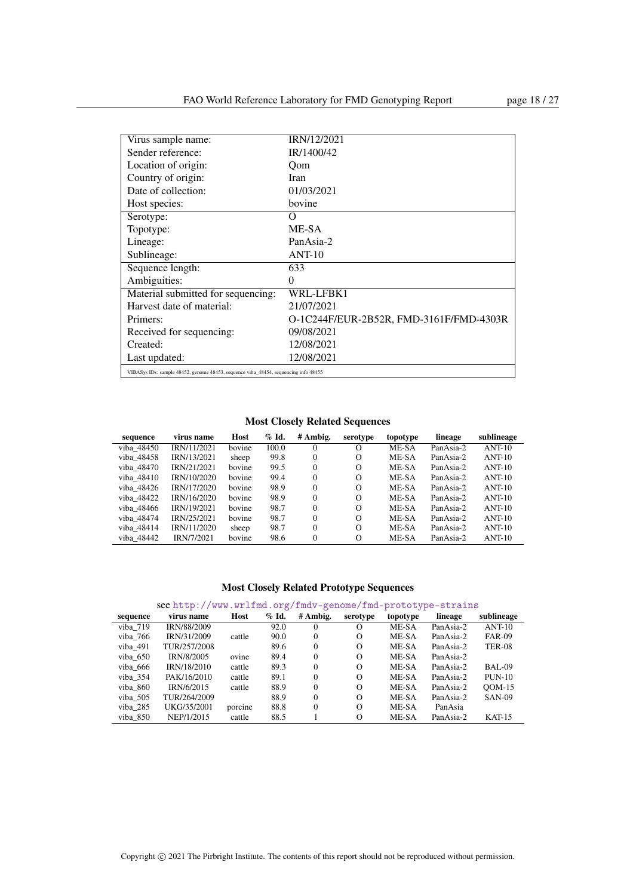| Virus sample name: | IRN/12/2021 |
|---|---|
| Sender reference: | IR/1400/42 |
| Location of origin: | Qom |
| Country of origin: | Iran |
| Date of collection: | 01/03/2021 |
| Host species: | bovine |
| Serotype: | O |
| Topotype: | ME-SA |
| Lineage: | PanAsia-2 |
| Sublineage: | ANT-10 |
| Sequence length: | 633 |
| Ambiguities: | 0 |
| Material submitted for sequencing: | WRL-LFBK1 |
| Harvest date of material: | 21/07/2021 |
| Primers: | O-1C244F/EUR-2B52R, FMD-3161F/FMD-4303R |
| Received for sequencing: | 09/08/2021 |
| Created: | 12/08/2021 |
| Last updated: | 12/08/2021 |

VIBASys IDs: sample 48452, genome 48453, sequence viba_48454, sequencing info 48455

### Most Closely Related Sequences

| sequence | virus name | Host | % Id. | # Ambig. | serotype | topotype | lineage | sublineage |
|---|---|---|---|---|---|---|---|---|
| viba_48450 | IRN/11/2021 | bovine | 100.0 | 0 | O | ME-SA | PanAsia-2 | ANT-10 |
| viba_48458 | IRN/13/2021 | sheep | 99.8 | 0 | O | ME-SA | PanAsia-2 | ANT-10 |
| viba_48470 | IRN/21/2021 | bovine | 99.5 | 0 | O | ME-SA | PanAsia-2 | ANT-10 |
| viba_48410 | IRN/10/2020 | bovine | 99.4 | 0 | O | ME-SA | PanAsia-2 | ANT-10 |
| viba_48426 | IRN/17/2020 | bovine | 98.9 | 0 | O | ME-SA | PanAsia-2 | ANT-10 |
| viba_48422 | IRN/16/2020 | bovine | 98.9 | 0 | O | ME-SA | PanAsia-2 | ANT-10 |
| viba_48466 | IRN/19/2021 | bovine | 98.7 | 0 | O | ME-SA | PanAsia-2 | ANT-10 |
| viba_48474 | IRN/25/2021 | bovine | 98.7 | 0 | O | ME-SA | PanAsia-2 | ANT-10 |
| viba_48414 | IRN/11/2020 | sheep | 98.7 | 0 | O | ME-SA | PanAsia-2 | ANT-10 |
| viba_48442 | IRN/7/2021 | bovine | 98.6 | 0 | O | ME-SA | PanAsia-2 | ANT-10 |

### Most Closely Related Prototype Sequences

see http://www.wrlfmd.org/fmdv-genome/fmd-prototype-strains

| sequence | virus name | Host | % Id. | # Ambig. | serotype | topotype | lineage | sublineage |
|---|---|---|---|---|---|---|---|---|
| viba_719 | IRN/88/2009 | | 92.0 | 0 | O | ME-SA | PanAsia-2 | ANT-10 |
| viba_766 | IRN/31/2009 | cattle | 90.0 | 0 | O | ME-SA | PanAsia-2 | FAR-09 |
| viba_491 | TUR/257/2008 | | 89.6 | 0 | O | ME-SA | PanAsia-2 | TER-08 |
| viba_650 | IRN/8/2005 | ovine | 89.4 | 0 | O | ME-SA | PanAsia-2 | |
| viba_666 | IRN/18/2010 | cattle | 89.3 | 0 | O | ME-SA | PanAsia-2 | BAL-09 |
| viba_354 | PAK/16/2010 | cattle | 89.1 | 0 | O | ME-SA | PanAsia-2 | PUN-10 |
| viba_860 | IRN/6/2015 | cattle | 88.9 | 0 | O | ME-SA | PanAsia-2 | QOM-15 |
| viba_505 | TUR/264/2009 | | 88.9 | 0 | O | ME-SA | PanAsia-2 | SAN-09 |
| viba_285 | UKG/35/2001 | porcine | 88.8 | 0 | O | ME-SA | PanAsia | |
| viba_850 | NEP/1/2015 | cattle | 88.5 | 1 | O | ME-SA | PanAsia-2 | KAT-15 |

Copyright © 2021 The Pirbright Institute. The contents of this report should not be reproduced without permission.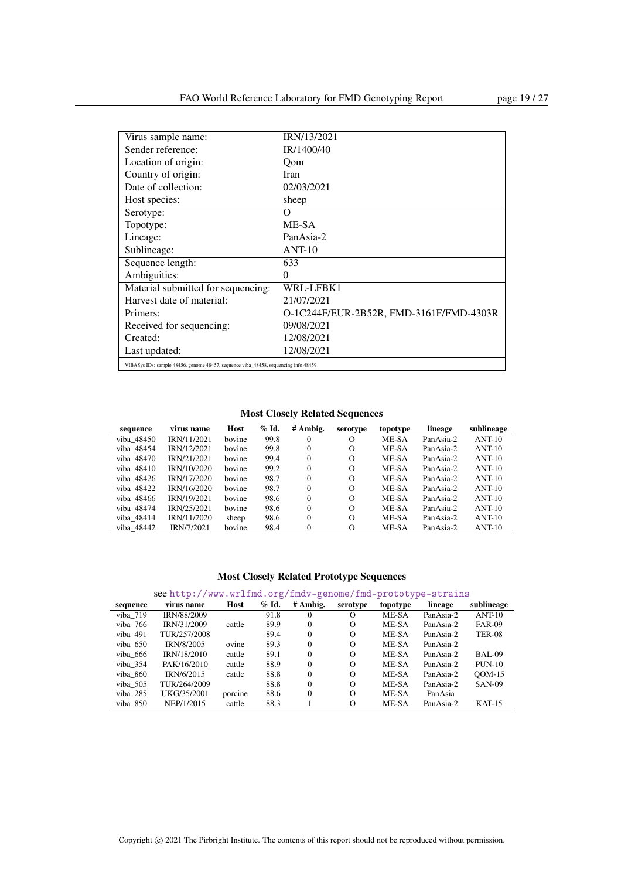| | |
|---|---|
| Virus sample name: | IRN/13/2021 |
| Sender reference: | IR/1400/40 |
| Location of origin: | Qom |
| Country of origin: | Iran |
| Date of collection: | 02/03/2021 |
| Host species: | sheep |
| Serotype: | O |
| Topotype: | ME-SA |
| Lineage: | PanAsia-2 |
| Sublineage: | ANT-10 |
| Sequence length: | 633 |
| Ambiguities: | 0 |
| Material submitted for sequencing: | WRL-LFBK1 |
| Harvest date of material: | 21/07/2021 |
| Primers: | O-1C244F/EUR-2B52R, FMD-3161F/FMD-4303R |
| Received for sequencing: | 09/08/2021 |
| Created: | 12/08/2021 |
| Last updated: | 12/08/2021 |

VIBASys IDs: sample 48456, genome 48457, sequence viba_48458, sequencing info 48459

### Most Closely Related Sequences

| sequence | virus name | Host | % Id. | # Ambig. | serotype | topotype | lineage | sublineage |
|---|---|---|---|---|---|---|---|---|
| viba_48450 | IRN/11/2021 | bovine | 99.8 | 0 | O | ME-SA | PanAsia-2 | ANT-10 |
| viba_48454 | IRN/12/2021 | bovine | 99.8 | 0 | O | ME-SA | PanAsia-2 | ANT-10 |
| viba_48470 | IRN/21/2021 | bovine | 99.4 | 0 | O | ME-SA | PanAsia-2 | ANT-10 |
| viba_48410 | IRN/10/2020 | bovine | 99.2 | 0 | O | ME-SA | PanAsia-2 | ANT-10 |
| viba_48426 | IRN/17/2020 | bovine | 98.7 | 0 | O | ME-SA | PanAsia-2 | ANT-10 |
| viba_48422 | IRN/16/2020 | bovine | 98.7 | 0 | O | ME-SA | PanAsia-2 | ANT-10 |
| viba_48466 | IRN/19/2021 | bovine | 98.6 | 0 | O | ME-SA | PanAsia-2 | ANT-10 |
| viba_48474 | IRN/25/2021 | bovine | 98.6 | 0 | O | ME-SA | PanAsia-2 | ANT-10 |
| viba_48414 | IRN/11/2020 | sheep | 98.6 | 0 | O | ME-SA | PanAsia-2 | ANT-10 |
| viba_48442 | IRN/7/2021 | bovine | 98.4 | 0 | O | ME-SA | PanAsia-2 | ANT-10 |

### Most Closely Related Prototype Sequences

see http://www.wrlfmd.org/fmdv-genome/fmd-prototype-strains

| sequence | virus name | Host | % Id. | # Ambig. | serotype | topotype | lineage | sublineage |
|---|---|---|---|---|---|---|---|---|
| viba_719 | IRN/88/2009 | | 91.8 | 0 | O | ME-SA | PanAsia-2 | ANT-10 |
| viba_766 | IRN/31/2009 | cattle | 89.9 | 0 | O | ME-SA | PanAsia-2 | FAR-09 |
| viba_491 | TUR/257/2008 | | 89.4 | 0 | O | ME-SA | PanAsia-2 | TER-08 |
| viba_650 | IRN/8/2005 | ovine | 89.3 | 0 | O | ME-SA | PanAsia-2 | |
| viba_666 | IRN/18/2010 | cattle | 89.1 | 0 | O | ME-SA | PanAsia-2 | BAL-09 |
| viba_354 | PAK/16/2010 | cattle | 88.9 | 0 | O | ME-SA | PanAsia-2 | PUN-10 |
| viba_860 | IRN/6/2015 | cattle | 88.8 | 0 | O | ME-SA | PanAsia-2 | QOM-15 |
| viba_505 | TUR/264/2009 | | 88.8 | 0 | O | ME-SA | PanAsia-2 | SAN-09 |
| viba_285 | UKG/35/2001 | porcine | 88.6 | 0 | O | ME-SA | PanAsia | |
| viba_850 | NEP/1/2015 | cattle | 88.3 | 1 | O | ME-SA | PanAsia-2 | KAT-15 |

Copyright © 2021 The Pirbright Institute. The contents of this report should not be reproduced without permission.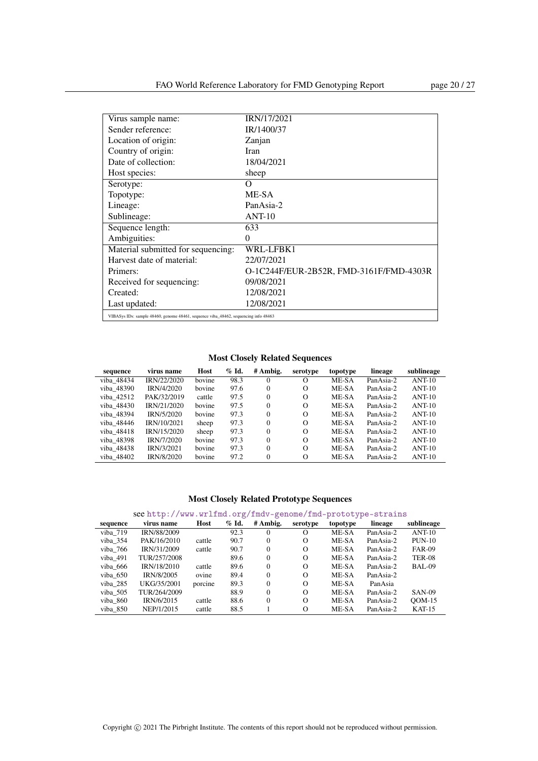| | |
|---|---|
| Virus sample name: | IRN/17/2021 |
| Sender reference: | IR/1400/37 |
| Location of origin: | Zanjan |
| Country of origin: | Iran |
| Date of collection: | 18/04/2021 |
| Host species: | sheep |
| Serotype: | O |
| Topotype: | ME-SA |
| Lineage: | PanAsia-2 |
| Sublineage: | ANT-10 |
| Sequence length: | 633 |
| Ambiguities: | 0 |
| Material submitted for sequencing: | WRL-LFBK1 |
| Harvest date of material: | 22/07/2021 |
| Primers: | O-1C244F/EUR-2B52R, FMD-3161F/FMD-4303R |
| Received for sequencing: | 09/08/2021 |
| Created: | 12/08/2021 |
| Last updated: | 12/08/2021 |

VIBASys IDs: sample 48460, genome 48461, sequence viba_48462, sequencing info 48463

### Most Closely Related Sequences

| sequence | virus name | Host | % Id. | # Ambig. | serotype | topotype | lineage | sublineage |
|---|---|---|---|---|---|---|---|---|
| viba_48434 | IRN/22/2020 | bovine | 98.3 | 0 | O | ME-SA | PanAsia-2 | ANT-10 |
| viba_48390 | IRN/4/2020 | bovine | 97.6 | 0 | O | ME-SA | PanAsia-2 | ANT-10 |
| viba_42512 | PAK/32/2019 | cattle | 97.5 | 0 | O | ME-SA | PanAsia-2 | ANT-10 |
| viba_48430 | IRN/21/2020 | bovine | 97.5 | 0 | O | ME-SA | PanAsia-2 | ANT-10 |
| viba_48394 | IRN/5/2020 | bovine | 97.3 | 0 | O | ME-SA | PanAsia-2 | ANT-10 |
| viba_48446 | IRN/10/2021 | sheep | 97.3 | 0 | O | ME-SA | PanAsia-2 | ANT-10 |
| viba_48418 | IRN/15/2020 | sheep | 97.3 | 0 | O | ME-SA | PanAsia-2 | ANT-10 |
| viba_48398 | IRN/7/2020 | bovine | 97.3 | 0 | O | ME-SA | PanAsia-2 | ANT-10 |
| viba_48438 | IRN/3/2021 | bovine | 97.3 | 0 | O | ME-SA | PanAsia-2 | ANT-10 |
| viba_48402 | IRN/8/2020 | bovine | 97.2 | 0 | O | ME-SA | PanAsia-2 | ANT-10 |

### Most Closely Related Prototype Sequences

see http://www.wrlfmd.org/fmdv-genome/fmd-prototype-strains

| sequence | virus name | Host | % Id. | # Ambig. | serotype | topotype | lineage | sublineage |
|---|---|---|---|---|---|---|---|---|
| viba_719 | IRN/88/2009 | | 92.3 | 0 | O | ME-SA | PanAsia-2 | ANT-10 |
| viba_354 | PAK/16/2010 | cattle | 90.7 | 0 | O | ME-SA | PanAsia-2 | PUN-10 |
| viba_766 | IRN/31/2009 | cattle | 90.7 | 0 | O | ME-SA | PanAsia-2 | FAR-09 |
| viba_491 | TUR/257/2008 | | 89.6 | 0 | O | ME-SA | PanAsia-2 | TER-08 |
| viba_666 | IRN/18/2010 | cattle | 89.6 | 0 | O | ME-SA | PanAsia-2 | BAL-09 |
| viba_650 | IRN/8/2005 | ovine | 89.4 | 0 | O | ME-SA | PanAsia-2 | |
| viba_285 | UKG/35/2001 | porcine | 89.3 | 0 | O | ME-SA | PanAsia | |
| viba_505 | TUR/264/2009 | | 88.9 | 0 | O | ME-SA | PanAsia-2 | SAN-09 |
| viba_860 | IRN/6/2015 | cattle | 88.6 | 0 | O | ME-SA | PanAsia-2 | QOM-15 |
| viba_850 | NEP/1/2015 | cattle | 88.5 | 1 | O | ME-SA | PanAsia-2 | KAT-15 |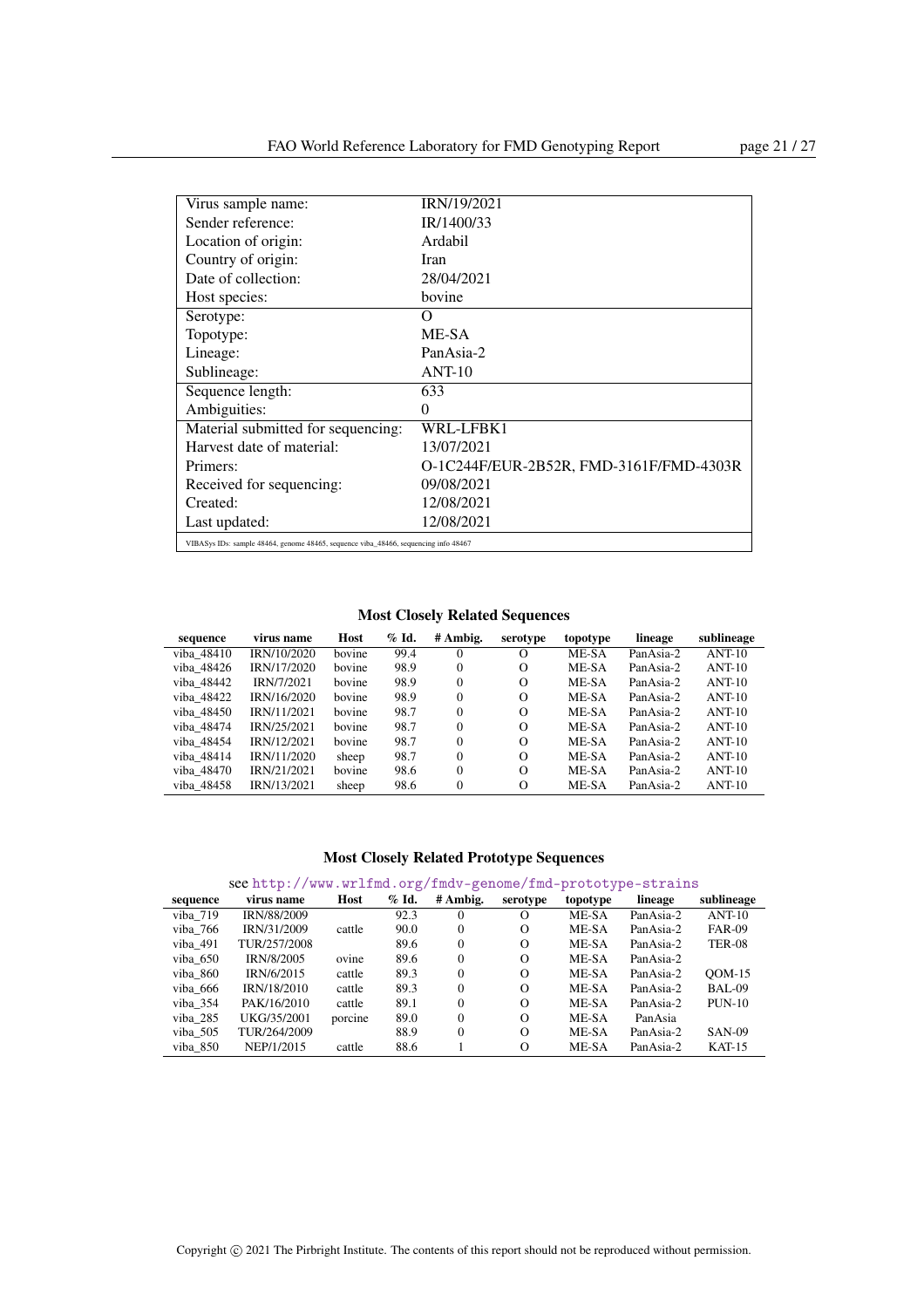| | |
|---|---|
| Virus sample name: | IRN/19/2021 |
| Sender reference: | IR/1400/33 |
| Location of origin: | Ardabil |
| Country of origin: | Iran |
| Date of collection: | 28/04/2021 |
| Host species: | bovine |
| Serotype: | O |
| Topotype: | ME-SA |
| Lineage: | PanAsia-2 |
| Sublineage: | ANT-10 |
| Sequence length: | 633 |
| Ambiguities: | 0 |
| Material submitted for sequencing: | WRL-LFBK1 |
| Harvest date of material: | 13/07/2021 |
| Primers: | O-1C244F/EUR-2B52R, FMD-3161F/FMD-4303R |
| Received for sequencing: | 09/08/2021 |
| Created: | 12/08/2021 |
| Last updated: | 12/08/2021 |

VIBASys IDs: sample 48464, genome 48465, sequence viba_48466, sequencing info 48467

### Most Closely Related Sequences

| sequence | virus name | Host | % Id. | # Ambig. | serotype | topotype | lineage | sublineage |
|---|---|---|---|---|---|---|---|---|
| viba_48410 | IRN/10/2020 | bovine | 99.4 | 0 | O | ME-SA | PanAsia-2 | ANT-10 |
| viba_48426 | IRN/17/2020 | bovine | 98.9 | 0 | O | ME-SA | PanAsia-2 | ANT-10 |
| viba_48442 | IRN/7/2021 | bovine | 98.9 | 0 | O | ME-SA | PanAsia-2 | ANT-10 |
| viba_48422 | IRN/16/2020 | bovine | 98.9 | 0 | O | ME-SA | PanAsia-2 | ANT-10 |
| viba_48450 | IRN/11/2021 | bovine | 98.7 | 0 | O | ME-SA | PanAsia-2 | ANT-10 |
| viba_48474 | IRN/25/2021 | bovine | 98.7 | 0 | O | ME-SA | PanAsia-2 | ANT-10 |
| viba_48454 | IRN/12/2021 | bovine | 98.7 | 0 | O | ME-SA | PanAsia-2 | ANT-10 |
| viba_48414 | IRN/11/2020 | sheep | 98.7 | 0 | O | ME-SA | PanAsia-2 | ANT-10 |
| viba_48470 | IRN/21/2021 | bovine | 98.6 | 0 | O | ME-SA | PanAsia-2 | ANT-10 |
| viba_48458 | IRN/13/2021 | sheep | 98.6 | 0 | O | ME-SA | PanAsia-2 | ANT-10 |

### Most Closely Related Prototype Sequences

see http://www.wrlfmd.org/fmdv-genome/fmd-prototype-strains

| sequence | virus name | Host | % Id. | # Ambig. | serotype | topotype | lineage | sublineage |
|---|---|---|---|---|---|---|---|---|
| viba_719 | IRN/88/2009 | | 92.3 | 0 | O | ME-SA | PanAsia-2 | ANT-10 |
| viba_766 | IRN/31/2009 | cattle | 90.0 | 0 | O | ME-SA | PanAsia-2 | FAR-09 |
| viba_491 | TUR/257/2008 | | 89.6 | 0 | O | ME-SA | PanAsia-2 | TER-08 |
| viba_650 | IRN/8/2005 | ovine | 89.6 | 0 | O | ME-SA | PanAsia-2 | |
| viba_860 | IRN/6/2015 | cattle | 89.3 | 0 | O | ME-SA | PanAsia-2 | QOM-15 |
| viba_666 | IRN/18/2010 | cattle | 89.3 | 0 | O | ME-SA | PanAsia-2 | BAL-09 |
| viba_354 | PAK/16/2010 | cattle | 89.1 | 0 | O | ME-SA | PanAsia-2 | PUN-10 |
| viba_285 | UKG/35/2001 | porcine | 89.0 | 0 | O | ME-SA | PanAsia | |
| viba_505 | TUR/264/2009 | | 88.9 | 0 | O | ME-SA | PanAsia-2 | SAN-09 |
| viba_850 | NEP/1/2015 | cattle | 88.6 | 1 | O | ME-SA | PanAsia-2 | KAT-15 |

Copyright © 2021 The Pirbright Institute. The contents of this report should not be reproduced without permission.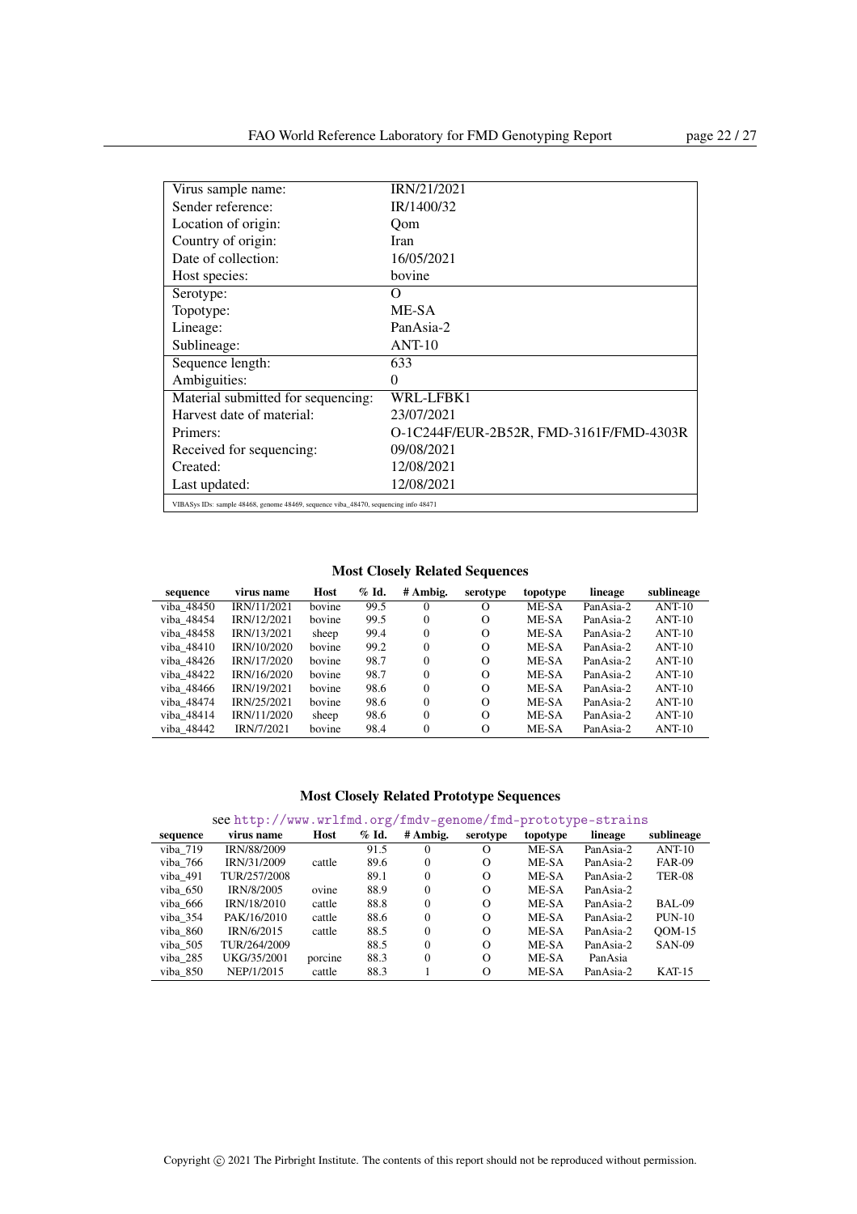| Virus sample name: | IRN/21/2021 |
|---|---|
| Sender reference: | IR/1400/32 |
| Location of origin: | Qom |
| Country of origin: | Iran |
| Date of collection: | 16/05/2021 |
| Host species: | bovine |
| Serotype: | O |
| Topotype: | ME-SA |
| Lineage: | PanAsia-2 |
| Sublineage: | ANT-10 |
| Sequence length: | 633 |
| Ambiguities: | 0 |
| Material submitted for sequencing: | WRL-LFBK1 |
| Harvest date of material: | 23/07/2021 |
| Primers: | O-1C244F/EUR-2B52R, FMD-3161F/FMD-4303R |
| Received for sequencing: | 09/08/2021 |
| Created: | 12/08/2021 |
| Last updated: | 12/08/2021 |

VIBASys IDs: sample 48468, genome 48469, sequence viba_48470, sequencing info 48471

### Most Closely Related Sequences

| sequence | virus name | Host | % Id. | # Ambig. | serotype | topotype | lineage | sublineage |
|---|---|---|---|---|---|---|---|---|
| viba_48450 | IRN/11/2021 | bovine | 99.5 | 0 | O | ME-SA | PanAsia-2 | ANT-10 |
| viba_48454 | IRN/12/2021 | bovine | 99.5 | 0 | O | ME-SA | PanAsia-2 | ANT-10 |
| viba_48458 | IRN/13/2021 | sheep | 99.4 | 0 | O | ME-SA | PanAsia-2 | ANT-10 |
| viba_48410 | IRN/10/2020 | bovine | 99.2 | 0 | O | ME-SA | PanAsia-2 | ANT-10 |
| viba_48426 | IRN/17/2020 | bovine | 98.7 | 0 | O | ME-SA | PanAsia-2 | ANT-10 |
| viba_48422 | IRN/16/2020 | bovine | 98.7 | 0 | O | ME-SA | PanAsia-2 | ANT-10 |
| viba_48466 | IRN/19/2021 | bovine | 98.6 | 0 | O | ME-SA | PanAsia-2 | ANT-10 |
| viba_48474 | IRN/25/2021 | bovine | 98.6 | 0 | O | ME-SA | PanAsia-2 | ANT-10 |
| viba_48414 | IRN/11/2020 | sheep | 98.6 | 0 | O | ME-SA | PanAsia-2 | ANT-10 |
| viba_48442 | IRN/7/2021 | bovine | 98.4 | 0 | O | ME-SA | PanAsia-2 | ANT-10 |

### Most Closely Related Prototype Sequences

see http://www.wrlfmd.org/fmdv-genome/fmd-prototype-strains

| sequence | virus name | Host | % Id. | # Ambig. | serotype | topotype | lineage | sublineage |
|---|---|---|---|---|---|---|---|---|
| viba_719 | IRN/88/2009 | | 91.5 | 0 | O | ME-SA | PanAsia-2 | ANT-10 |
| viba_766 | IRN/31/2009 | cattle | 89.6 | 0 | O | ME-SA | PanAsia-2 | FAR-09 |
| viba_491 | TUR/257/2008 | | 89.1 | 0 | O | ME-SA | PanAsia-2 | TER-08 |
| viba_650 | IRN/8/2005 | ovine | 88.9 | 0 | O | ME-SA | PanAsia-2 | |
| viba_666 | IRN/18/2010 | cattle | 88.8 | 0 | O | ME-SA | PanAsia-2 | BAL-09 |
| viba_354 | PAK/16/2010 | cattle | 88.6 | 0 | O | ME-SA | PanAsia-2 | PUN-10 |
| viba_860 | IRN/6/2015 | cattle | 88.5 | 0 | O | ME-SA | PanAsia-2 | QOM-15 |
| viba_505 | TUR/264/2009 | | 88.5 | 0 | O | ME-SA | PanAsia-2 | SAN-09 |
| viba_285 | UKG/35/2001 | porcine | 88.3 | 0 | O | ME-SA | PanAsia | |
| viba_850 | NEP/1/2015 | cattle | 88.3 | 1 | O | ME-SA | PanAsia-2 | KAT-15 |

Copyright © 2021 The Pirbright Institute. The contents of this report should not be reproduced without permission.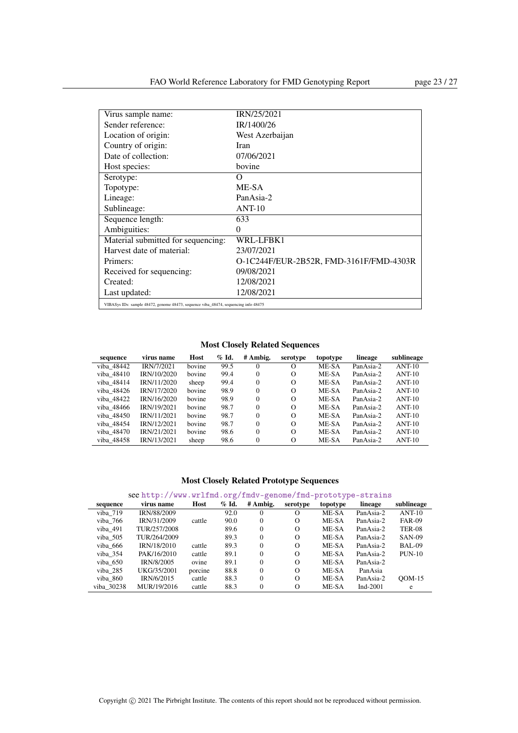| Virus sample name: | IRN/25/2021 |
|---|---|
| Sender reference: | IR/1400/26 |
| Location of origin: | West Azerbaijan |
| Country of origin: | Iran |
| Date of collection: | 07/06/2021 |
| Host species: | bovine |
| Serotype: | O |
| Topotype: | ME-SA |
| Lineage: | PanAsia-2 |
| Sublineage: | ANT-10 |
| Sequence length: | 633 |
| Ambiguities: | 0 |
| Material submitted for sequencing: | WRL-LFBK1 |
| Harvest date of material: | 23/07/2021 |
| Primers: | O-1C244F/EUR-2B52R, FMD-3161F/FMD-4303R |
| Received for sequencing: | 09/08/2021 |
| Created: | 12/08/2021 |
| Last updated: | 12/08/2021 |

VIBASys IDs: sample 48472, genome 48473, sequence viba_48474, sequencing info 48475

### Most Closely Related Sequences

| sequence | virus name | Host | % Id. | # Ambig. | serotype | topotype | lineage | sublineage |
|---|---|---|---|---|---|---|---|---|
| viba_48442 | IRN/7/2021 | bovine | 99.5 | 0 | O | ME-SA | PanAsia-2 | ANT-10 |
| viba_48410 | IRN/10/2020 | bovine | 99.4 | 0 | O | ME-SA | PanAsia-2 | ANT-10 |
| viba_48414 | IRN/11/2020 | sheep | 99.4 | 0 | O | ME-SA | PanAsia-2 | ANT-10 |
| viba_48426 | IRN/17/2020 | bovine | 98.9 | 0 | O | ME-SA | PanAsia-2 | ANT-10 |
| viba_48422 | IRN/16/2020 | bovine | 98.9 | 0 | O | ME-SA | PanAsia-2 | ANT-10 |
| viba_48466 | IRN/19/2021 | bovine | 98.7 | 0 | O | ME-SA | PanAsia-2 | ANT-10 |
| viba_48450 | IRN/11/2021 | bovine | 98.7 | 0 | O | ME-SA | PanAsia-2 | ANT-10 |
| viba_48454 | IRN/12/2021 | bovine | 98.7 | 0 | O | ME-SA | PanAsia-2 | ANT-10 |
| viba_48470 | IRN/21/2021 | bovine | 98.6 | 0 | O | ME-SA | PanAsia-2 | ANT-10 |
| viba_48458 | IRN/13/2021 | sheep | 98.6 | 0 | O | ME-SA | PanAsia-2 | ANT-10 |

### Most Closely Related Prototype Sequences

see http://www.wrlfmd.org/fmdv-genome/fmd-prototype-strains

| sequence | virus name | Host | % Id. | # Ambig. | serotype | topotype | lineage | sublineage |
|---|---|---|---|---|---|---|---|---|
| viba_719 | IRN/88/2009 | | 92.0 | 0 | O | ME-SA | PanAsia-2 | ANT-10 |
| viba_766 | IRN/31/2009 | cattle | 90.0 | 0 | O | ME-SA | PanAsia-2 | FAR-09 |
| viba_491 | TUR/257/2008 | | 89.6 | 0 | O | ME-SA | PanAsia-2 | TER-08 |
| viba_505 | TUR/264/2009 | | 89.3 | 0 | O | ME-SA | PanAsia-2 | SAN-09 |
| viba_666 | IRN/18/2010 | cattle | 89.3 | 0 | O | ME-SA | PanAsia-2 | BAL-09 |
| viba_354 | PAK/16/2010 | cattle | 89.1 | 0 | O | ME-SA | PanAsia-2 | PUN-10 |
| viba_650 | IRN/8/2005 | ovine | 89.1 | 0 | O | ME-SA | PanAsia-2 | |
| viba_285 | UKG/35/2001 | porcine | 88.8 | 0 | O | ME-SA | PanAsia | |
| viba_860 | IRN/6/2015 | cattle | 88.3 | 0 | O | ME-SA | PanAsia-2 | QOM-15 |
| viba_30238 | MUR/19/2016 | cattle | 88.3 | 0 | O | ME-SA | Ind-2001 | e |

Copyright © 2021 The Pirbright Institute. The contents of this report should not be reproduced without permission.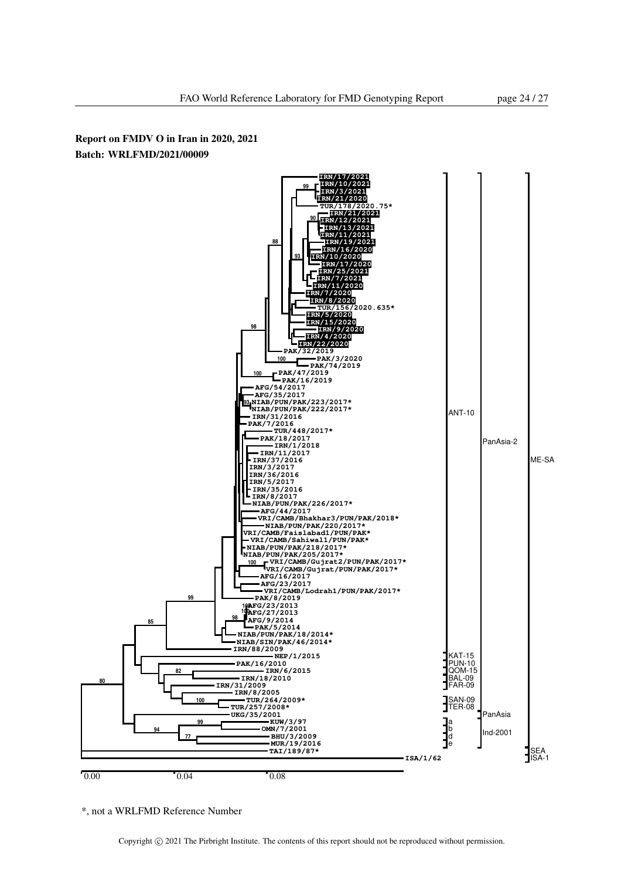**Report on FMDV O in Iran in 2020, 2021**
**Batch: WRLFMD/2021/00009**

IRN/17/2021
IRN/10/2021
IRN/3/2021
IRN/21/2020
TUR/178/2020.75*
IRN/21/2021
IRN/12/2021
IRN/13/2021
IRN/11/2021
IRN/19/2021
IRN/16/2020
IRN/10/2020
IRN/17/2020
IRN/25/2021
IRN/7/2021
IRN/11/2020
IRN/7/2020
IRN/8/2020
TUR/156/2020.635*
IRN/5/2020
IRN/15/2020
IRN/9/2020
IRN/4/2020
IRN/22/2020
PAK/32/2019
PAK/3/2020
PAK/74/2019
PAK/47/2019
PAK/16/2019
AFG/54/2017
AFG/35/2017
NIAB/PUN/PAK/223/2017*
NIAB/PUN/PAK/222/2017*
IRN/31/2016
PAK/7/2016
TUR/448/2017*
PAK/18/2017
IRN/1/2018
IRN/11/2017
IRN/37/2016
IRN/3/2017
IRN/36/2016
IRN/5/2017
IRN/35/2016
IRN/8/2017
NIAB/PUN/PAK/226/2017*
AFG/44/2017
VRI/CAMB/Bhakhar3/PUN/PAK/2018*
NIAB/PUN/PAK/220/2017*
VRI/CAMB/Faislabad1/PUN/PAK*
VRI/CAMB/Sahiwal1/PUN/PAK*
NIAB/PUN/PAK/218/2017*
NIAB/PUN/PAK/205/2017*
VRI/CAMB/Gujrat2/PUN/PAK/2017*
VRI/CAMB/Gujrat/PUN/PAK/2017*
AFG/16/2017
AFG/23/2017
VRI/CAMB/Lodrah1/PUN/PAK/2017*
PAK/8/2019
AFG/23/2013
AFG/27/2013
AFG/9/2014
PAK/5/2014
NIAB/PUN/PAK/18/2014*
NIAB/SIN/PAK/46/2014*
IRN/88/2009
NEP/1/2015
PAK/16/2010
IRN/6/2015
IRN/18/2010
IRN/31/2009
IRN/8/2005
TUR/264/2009*
TUR/257/2008*
UKG/35/2001
KUW/3/97
OMN/7/2001
BHU/3/2009
MUR/19/2016
TAI/189/87*
ISA/1/62

Bootstrap values: 99, 90, 88, 93, 98, 100, 100, 93, 100, 99, 100, 100, 98, 85, 82, 80, 100, 99, 94, 77

Lineages: ANT-10, KAT-15, PUN-10, QOM-15, BAL-09, FAR-09, SAN-09, TER-08, a, b, d, e

Topotype/sublineage groups: PanAsia-2, PanAsia, Ind-2001, ME-SA, SEA, ISA-1

Scale: 0.00, 0.04, 0.08

*, not a WRLFMD Reference Number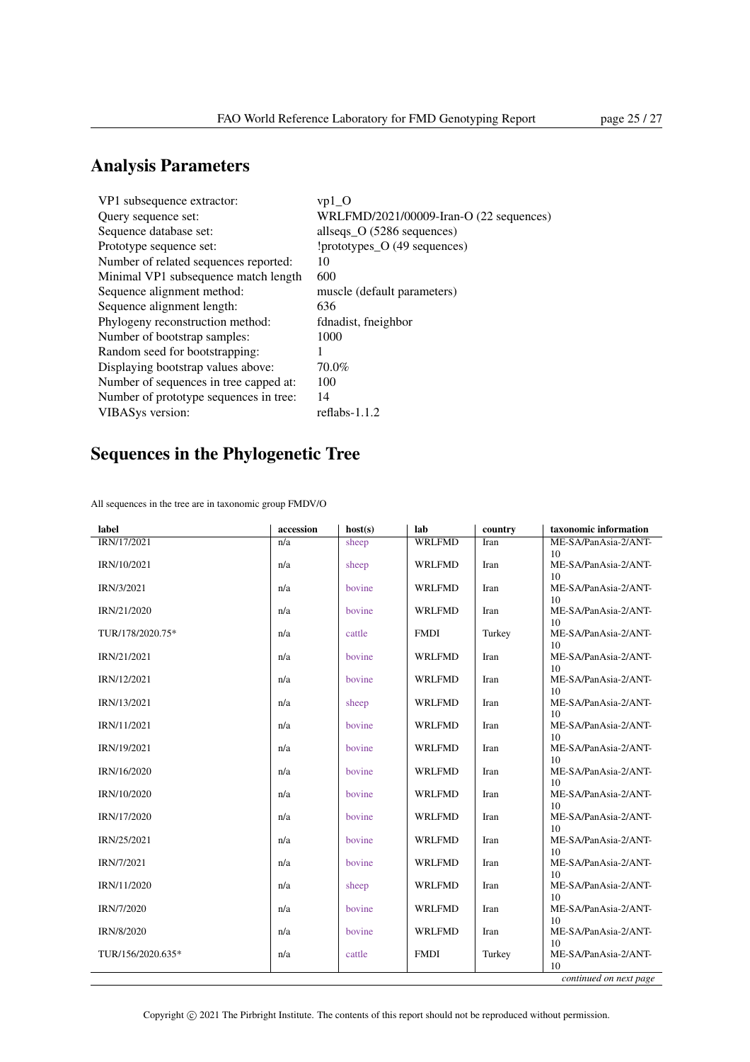## Analysis Parameters

| | |
|---|---|
| VP1 subsequence extractor: | vp1_O |
| Query sequence set: | WRLFMD/2021/00009-Iran-O (22 sequences) |
| Sequence database set: | allseqs_O (5286 sequences) |
| Prototype sequence set: | !prototypes_O (49 sequences) |
| Number of related sequences reported: | 10 |
| Minimal VP1 subsequence match length | 600 |
| Sequence alignment method: | muscle (default parameters) |
| Sequence alignment length: | 636 |
| Phylogeny reconstruction method: | fdnadist, fneighbor |
| Number of bootstrap samples: | 1000 |
| Random seed for bootstrapping: | 1 |
| Displaying bootstrap values above: | 70.0% |
| Number of sequences in tree capped at: | 100 |
| Number of prototype sequences in tree: | 14 |
| VIBASys version: | reflabs-1.1.2 |

## Sequences in the Phylogenetic Tree

All sequences in the tree are in taxonomic group FMDV/O

| label | accession | host(s) | lab | country | taxonomic information |
|---|---|---|---|---|---|
| IRN/17/2021 | n/a | sheep | WRLFMD | Iran | ME-SA/PanAsia-2/ANT-10 |
| IRN/10/2021 | n/a | sheep | WRLFMD | Iran | ME-SA/PanAsia-2/ANT-10 |
| IRN/3/2021 | n/a | bovine | WRLFMD | Iran | ME-SA/PanAsia-2/ANT-10 |
| IRN/21/2020 | n/a | bovine | WRLFMD | Iran | ME-SA/PanAsia-2/ANT-10 |
| TUR/178/2020.75* | n/a | cattle | FMDI | Turkey | ME-SA/PanAsia-2/ANT-10 |
| IRN/21/2021 | n/a | bovine | WRLFMD | Iran | ME-SA/PanAsia-2/ANT-10 |
| IRN/12/2021 | n/a | bovine | WRLFMD | Iran | ME-SA/PanAsia-2/ANT-10 |
| IRN/13/2021 | n/a | sheep | WRLFMD | Iran | ME-SA/PanAsia-2/ANT-10 |
| IRN/11/2021 | n/a | bovine | WRLFMD | Iran | ME-SA/PanAsia-2/ANT-10 |
| IRN/19/2021 | n/a | bovine | WRLFMD | Iran | ME-SA/PanAsia-2/ANT-10 |
| IRN/16/2020 | n/a | bovine | WRLFMD | Iran | ME-SA/PanAsia-2/ANT-10 |
| IRN/10/2020 | n/a | bovine | WRLFMD | Iran | ME-SA/PanAsia-2/ANT-10 |
| IRN/17/2020 | n/a | bovine | WRLFMD | Iran | ME-SA/PanAsia-2/ANT-10 |
| IRN/25/2021 | n/a | bovine | WRLFMD | Iran | ME-SA/PanAsia-2/ANT-10 |
| IRN/7/2021 | n/a | bovine | WRLFMD | Iran | ME-SA/PanAsia-2/ANT-10 |
| IRN/11/2020 | n/a | sheep | WRLFMD | Iran | ME-SA/PanAsia-2/ANT-10 |
| IRN/7/2020 | n/a | bovine | WRLFMD | Iran | ME-SA/PanAsia-2/ANT-10 |
| IRN/8/2020 | n/a | bovine | WRLFMD | Iran | ME-SA/PanAsia-2/ANT-10 |
| TUR/156/2020.635* | n/a | cattle | FMDI | Turkey | ME-SA/PanAsia-2/ANT-10 |

*continued on next page*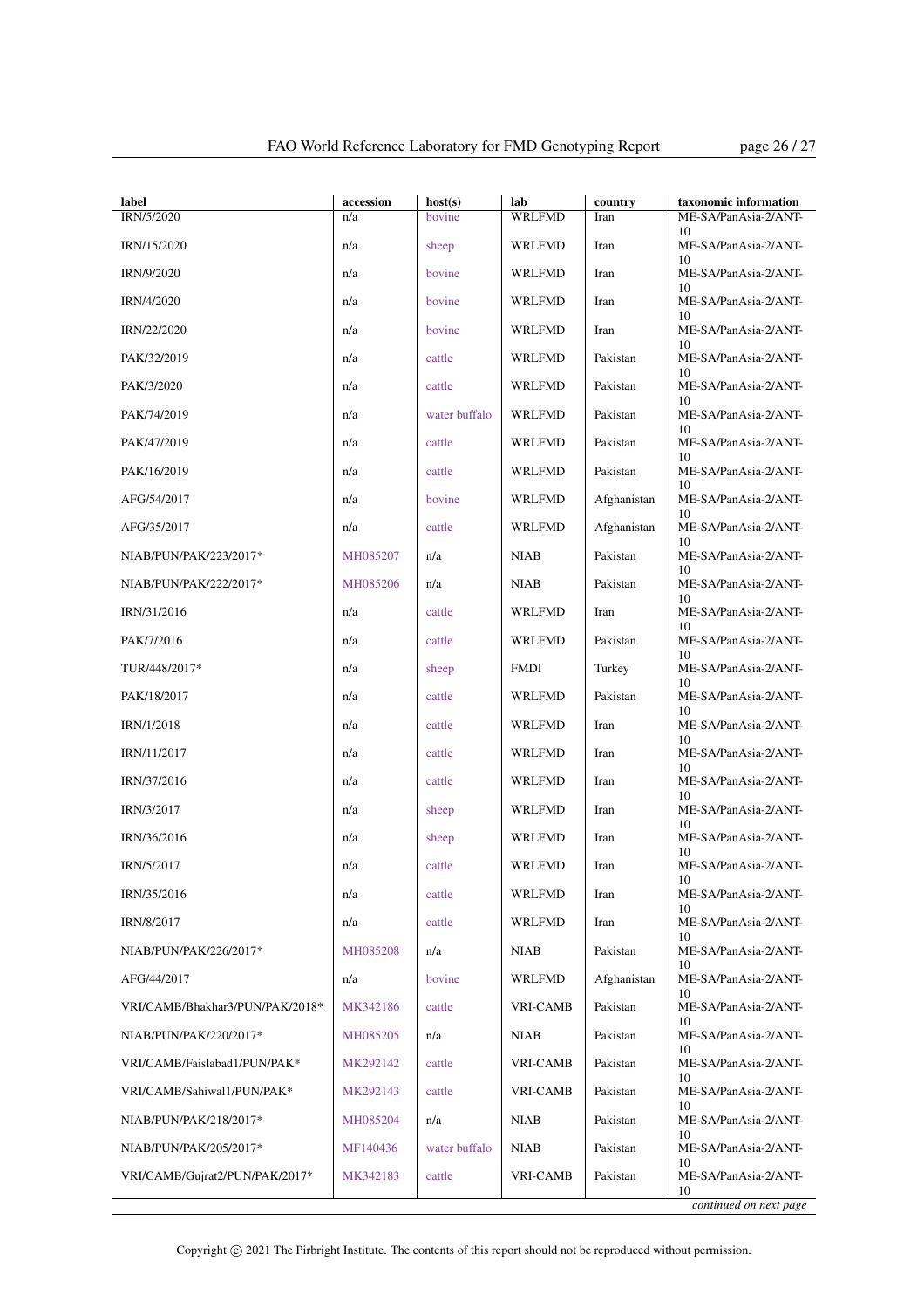| label | accession | host(s) | lab | country | taxonomic information |
|---|---|---|---|---|---|
| IRN/5/2020 | n/a | bovine | WRLFMD | Iran | ME-SA/PanAsia-2/ANT-10 |
| IRN/15/2020 | n/a | sheep | WRLFMD | Iran | ME-SA/PanAsia-2/ANT-10 |
| IRN/9/2020 | n/a | bovine | WRLFMD | Iran | ME-SA/PanAsia-2/ANT-10 |
| IRN/4/2020 | n/a | bovine | WRLFMD | Iran | ME-SA/PanAsia-2/ANT-10 |
| IRN/22/2020 | n/a | bovine | WRLFMD | Iran | ME-SA/PanAsia-2/ANT-10 |
| PAK/32/2019 | n/a | cattle | WRLFMD | Pakistan | ME-SA/PanAsia-2/ANT-10 |
| PAK/3/2020 | n/a | cattle | WRLFMD | Pakistan | ME-SA/PanAsia-2/ANT-10 |
| PAK/74/2019 | n/a | water buffalo | WRLFMD | Pakistan | ME-SA/PanAsia-2/ANT-10 |
| PAK/47/2019 | n/a | cattle | WRLFMD | Pakistan | ME-SA/PanAsia-2/ANT-10 |
| PAK/16/2019 | n/a | cattle | WRLFMD | Pakistan | ME-SA/PanAsia-2/ANT-10 |
| AFG/54/2017 | n/a | bovine | WRLFMD | Afghanistan | ME-SA/PanAsia-2/ANT-10 |
| AFG/35/2017 | n/a | cattle | WRLFMD | Afghanistan | ME-SA/PanAsia-2/ANT-10 |
| NIAB/PUN/PAK/223/2017* | MH085207 | n/a | NIAB | Pakistan | ME-SA/PanAsia-2/ANT-10 |
| NIAB/PUN/PAK/222/2017* | MH085206 | n/a | NIAB | Pakistan | ME-SA/PanAsia-2/ANT-10 |
| IRN/31/2016 | n/a | cattle | WRLFMD | Iran | ME-SA/PanAsia-2/ANT-10 |
| PAK/7/2016 | n/a | cattle | WRLFMD | Pakistan | ME-SA/PanAsia-2/ANT-10 |
| TUR/448/2017* | n/a | sheep | FMDI | Turkey | ME-SA/PanAsia-2/ANT-10 |
| PAK/18/2017 | n/a | cattle | WRLFMD | Pakistan | ME-SA/PanAsia-2/ANT-10 |
| IRN/1/2018 | n/a | cattle | WRLFMD | Iran | ME-SA/PanAsia-2/ANT-10 |
| IRN/11/2017 | n/a | cattle | WRLFMD | Iran | ME-SA/PanAsia-2/ANT-10 |
| IRN/37/2016 | n/a | cattle | WRLFMD | Iran | ME-SA/PanAsia-2/ANT-10 |
| IRN/3/2017 | n/a | sheep | WRLFMD | Iran | ME-SA/PanAsia-2/ANT-10 |
| IRN/36/2016 | n/a | sheep | WRLFMD | Iran | ME-SA/PanAsia-2/ANT-10 |
| IRN/5/2017 | n/a | cattle | WRLFMD | Iran | ME-SA/PanAsia-2/ANT-10 |
| IRN/35/2016 | n/a | cattle | WRLFMD | Iran | ME-SA/PanAsia-2/ANT-10 |
| IRN/8/2017 | n/a | cattle | WRLFMD | Iran | ME-SA/PanAsia-2/ANT-10 |
| NIAB/PUN/PAK/226/2017* | MH085208 | n/a | NIAB | Pakistan | ME-SA/PanAsia-2/ANT-10 |
| AFG/44/2017 | n/a | bovine | WRLFMD | Afghanistan | ME-SA/PanAsia-2/ANT-10 |
| VRI/CAMB/Bhakhar3/PUN/PAK/2018* | MK342186 | cattle | VRI-CAMB | Pakistan | ME-SA/PanAsia-2/ANT-10 |
| NIAB/PUN/PAK/220/2017* | MH085205 | n/a | NIAB | Pakistan | ME-SA/PanAsia-2/ANT-10 |
| VRI/CAMB/Faislabad1/PUN/PAK* | MK292142 | cattle | VRI-CAMB | Pakistan | ME-SA/PanAsia-2/ANT-10 |
| VRI/CAMB/Sahiwal1/PUN/PAK* | MK292143 | cattle | VRI-CAMB | Pakistan | ME-SA/PanAsia-2/ANT-10 |
| NIAB/PUN/PAK/218/2017* | MH085204 | n/a | NIAB | Pakistan | ME-SA/PanAsia-2/ANT-10 |
| NIAB/PUN/PAK/205/2017* | MF140436 | water buffalo | NIAB | Pakistan | ME-SA/PanAsia-2/ANT-10 |
| VRI/CAMB/Gujrat2/PUN/PAK/2017* | MK342183 | cattle | VRI-CAMB | Pakistan | ME-SA/PanAsia-2/ANT-10 |

*continued on next page*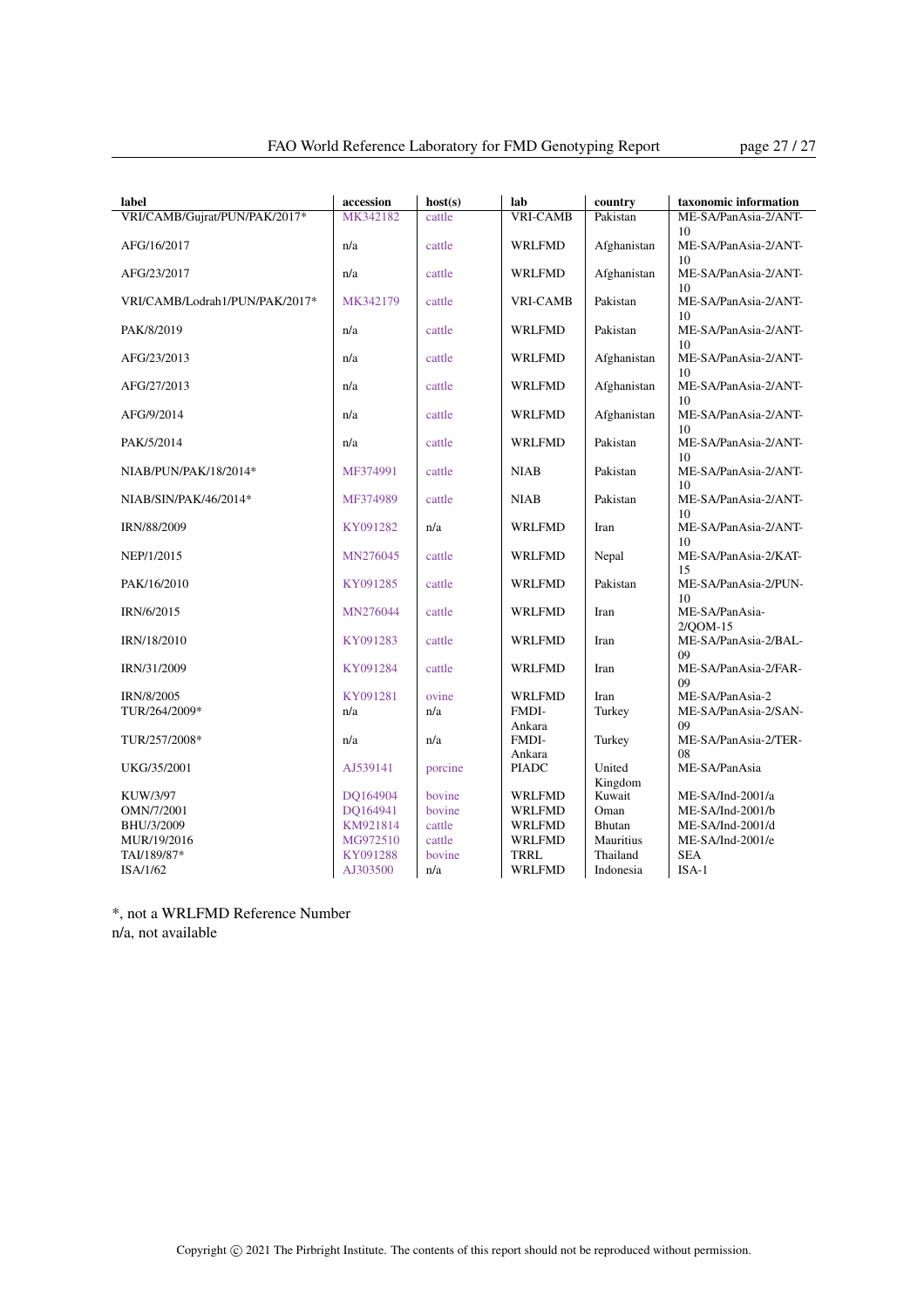| label | accession | host(s) | lab | country | taxonomic information |
|---|---|---|---|---|---|
| VRI/CAMB/Gujrat/PUN/PAK/2017* | MK342182 | cattle | VRI-CAMB | Pakistan | ME-SA/PanAsia-2/ANT-10 |
| AFG/16/2017 | n/a | cattle | WRLFMD | Afghanistan | ME-SA/PanAsia-2/ANT-10 |
| AFG/23/2017 | n/a | cattle | WRLFMD | Afghanistan | ME-SA/PanAsia-2/ANT-10 |
| VRI/CAMB/Lodrah1/PUN/PAK/2017* | MK342179 | cattle | VRI-CAMB | Pakistan | ME-SA/PanAsia-2/ANT-10 |
| PAK/8/2019 | n/a | cattle | WRLFMD | Pakistan | ME-SA/PanAsia-2/ANT-10 |
| AFG/23/2013 | n/a | cattle | WRLFMD | Afghanistan | ME-SA/PanAsia-2/ANT-10 |
| AFG/27/2013 | n/a | cattle | WRLFMD | Afghanistan | ME-SA/PanAsia-2/ANT-10 |
| AFG/9/2014 | n/a | cattle | WRLFMD | Afghanistan | ME-SA/PanAsia-2/ANT-10 |
| PAK/5/2014 | n/a | cattle | WRLFMD | Pakistan | ME-SA/PanAsia-2/ANT-10 |
| NIAB/PUN/PAK/18/2014* | MF374991 | cattle | NIAB | Pakistan | ME-SA/PanAsia-2/ANT-10 |
| NIAB/SIN/PAK/46/2014* | MF374989 | cattle | NIAB | Pakistan | ME-SA/PanAsia-2/ANT-10 |
| IRN/88/2009 | KY091282 | n/a | WRLFMD | Iran | ME-SA/PanAsia-2/ANT-10 |
| NEP/1/2015 | MN276045 | cattle | WRLFMD | Nepal | ME-SA/PanAsia-2/KAT-15 |
| PAK/16/2010 | KY091285 | cattle | WRLFMD | Pakistan | ME-SA/PanAsia-2/PUN-10 |
| IRN/6/2015 | MN276044 | cattle | WRLFMD | Iran | ME-SA/PanAsia-2/QOM-15 |
| IRN/18/2010 | KY091283 | cattle | WRLFMD | Iran | ME-SA/PanAsia-2/BAL-09 |
| IRN/31/2009 | KY091284 | cattle | WRLFMD | Iran | ME-SA/PanAsia-2/FAR-09 |
| IRN/8/2005 | KY091281 | ovine | WRLFMD | Iran | ME-SA/PanAsia-2 |
| TUR/264/2009* | n/a | n/a | FMDI-Ankara | Turkey | ME-SA/PanAsia-2/SAN-09 |
| TUR/257/2008* | n/a | n/a | FMDI-Ankara | Turkey | ME-SA/PanAsia-2/TER-08 |
| UKG/35/2001 | AJ539141 | porcine | PIADC | United Kingdom | ME-SA/PanAsia |
| KUW/3/97 | DQ164904 | bovine | WRLFMD | Kuwait | ME-SA/Ind-2001/a |
| OMN/7/2001 | DQ164941 | bovine | WRLFMD | Oman | ME-SA/Ind-2001/b |
| BHU/3/2009 | KM921814 | cattle | WRLFMD | Bhutan | ME-SA/Ind-2001/d |
| MUR/19/2016 | MG972510 | cattle | WRLFMD | Mauritius | ME-SA/Ind-2001/e |
| TAI/189/87* | KY091288 | bovine | TRRL | Thailand | SEA |
| ISA/1/62 | AJ303500 | n/a | WRLFMD | Indonesia | ISA-1 |

*, not a WRLFMD Reference Number
n/a, not available